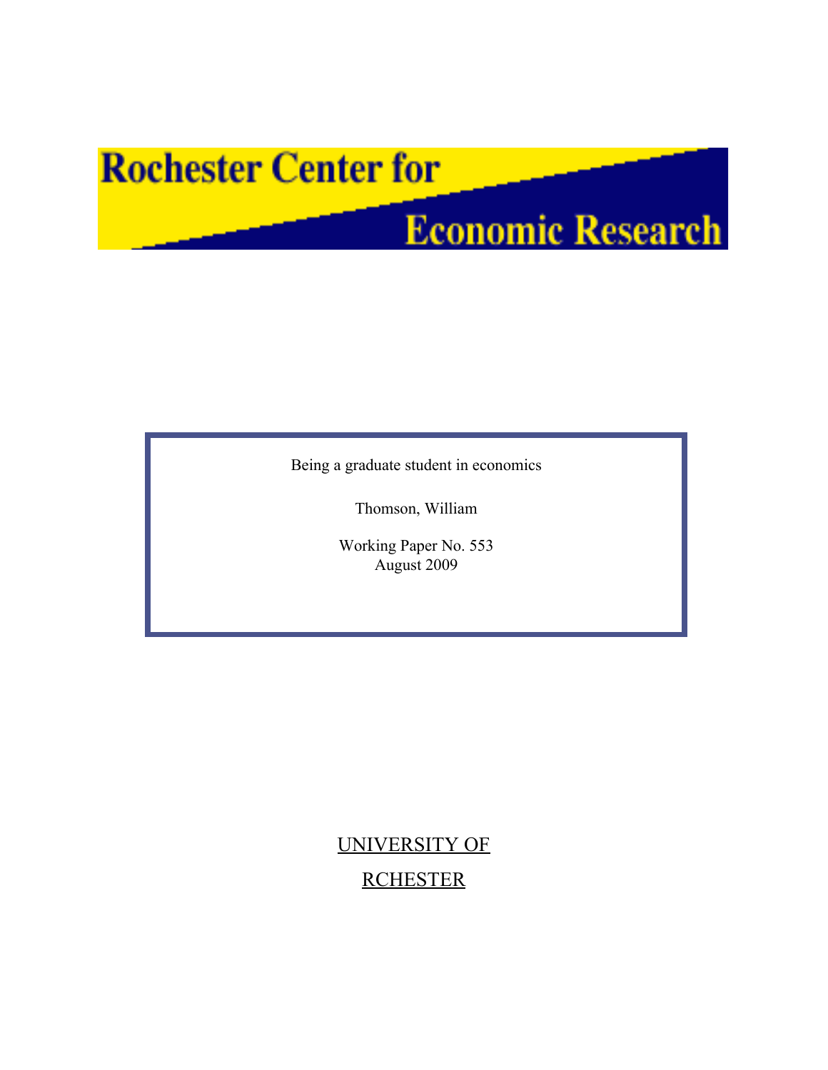# Rochester Center for Economic Research

Being a graduate student in economics

Thomson, William

Working Paper No. 553
August 2009

UNIVERSITY OF

RCHESTER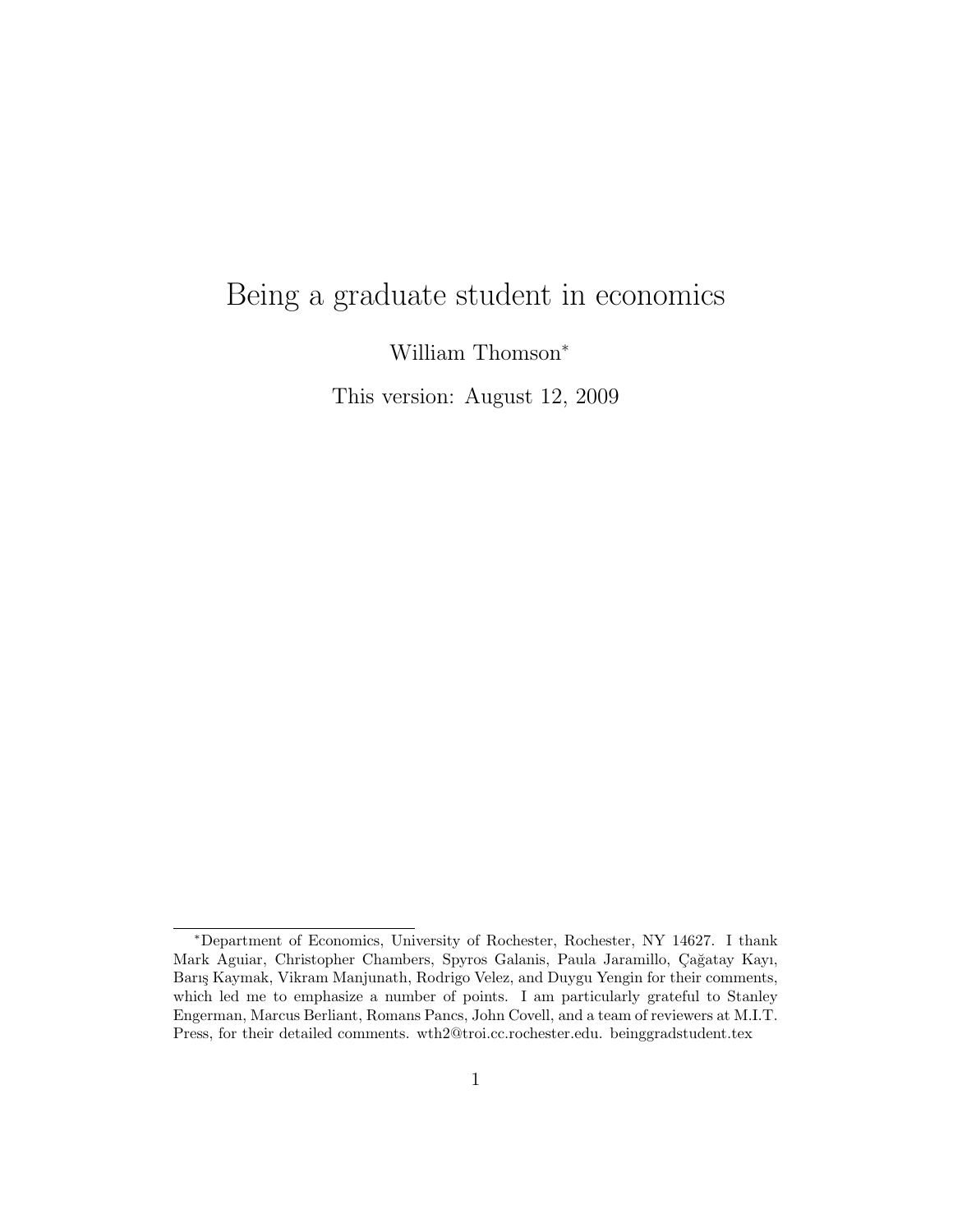# Being a graduate student in economics

William Thomson[*]

This version: August 12, 2009

---

[*]Department of Economics, University of Rochester, Rochester, NY 14627. I thank Mark Aguiar, Christopher Chambers, Spyros Galanis, Paula Jaramillo, Çağatay Kayı, Barış Kaymak, Vikram Manjunath, Rodrigo Velez, and Duygu Yengin for their comments, which led me to emphasize a number of points. I am particularly grateful to Stanley Engerman, Marcus Berliant, Romans Pancs, John Covell, and a team of reviewers at M.I.T. Press, for their detailed comments. wth2@troi.cc.rochester.edu. beinggradstudent.tex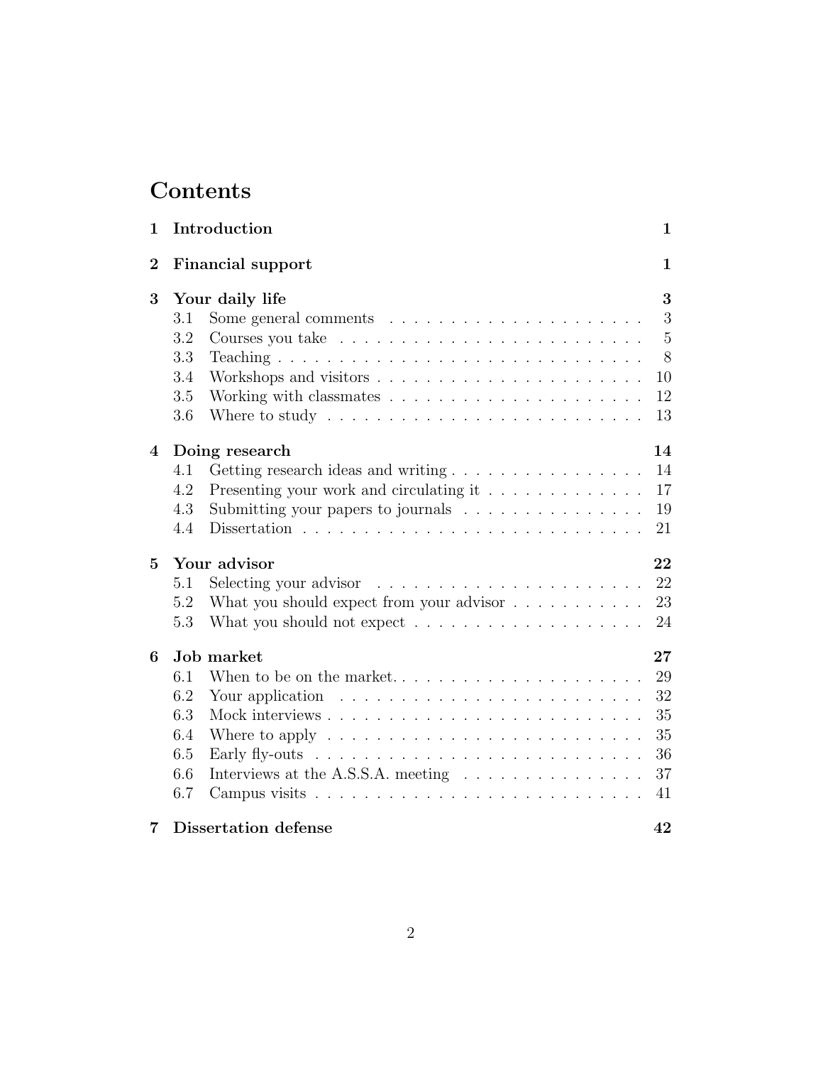# Contents

| | | |
|---|---|---|
| **1** | **Introduction** | **1** |
| **2** | **Financial support** | **1** |
| **3** | **Your daily life** | **3** |
| | 3.1 Some general comments | 3 |
| | 3.2 Courses you take | 5 |
| | 3.3 Teaching | 8 |
| | 3.4 Workshops and visitors | 10 |
| | 3.5 Working with classmates | 12 |
| | 3.6 Where to study | 13 |
| **4** | **Doing research** | **14** |
| | 4.1 Getting research ideas and writing | 14 |
| | 4.2 Presenting your work and circulating it | 17 |
| | 4.3 Submitting your papers to journals | 19 |
| | 4.4 Dissertation | 21 |
| **5** | **Your advisor** | **22** |
| | 5.1 Selecting your advisor | 22 |
| | 5.2 What you should expect from your advisor | 23 |
| | 5.3 What you should not expect | 24 |
| **6** | **Job market** | **27** |
| | 6.1 When to be on the market. | 29 |
| | 6.2 Your application | 32 |
| | 6.3 Mock interviews | 35 |
| | 6.4 Where to apply | 35 |
| | 6.5 Early fly-outs | 36 |
| | 6.6 Interviews at the A.S.S.A. meeting | 37 |
| | 6.7 Campus visits | 41 |
| **7** | **Dissertation defense** | **42** |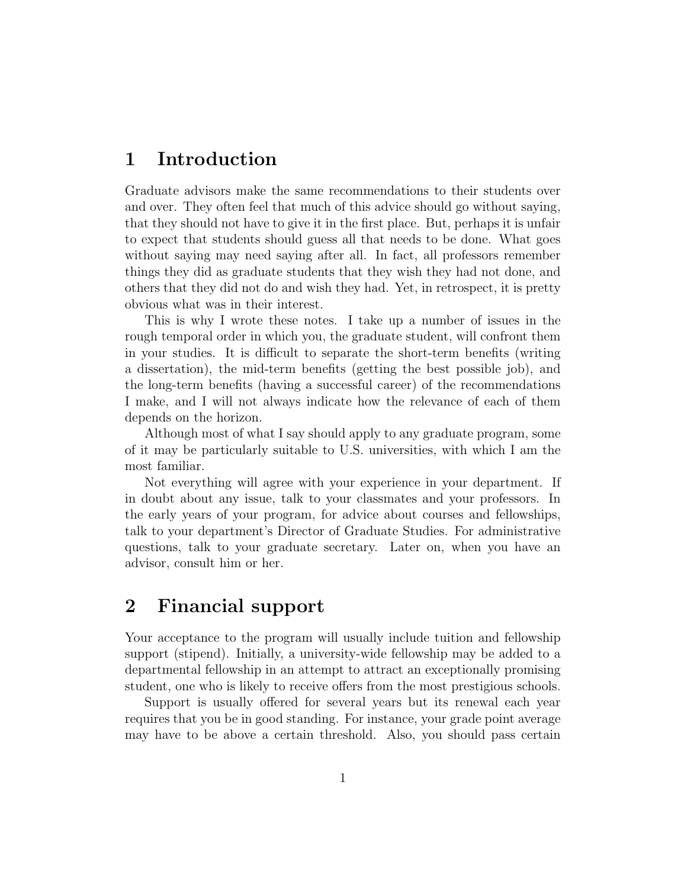# 1 Introduction

Graduate advisors make the same recommendations to their students over and over. They often feel that much of this advice should go without saying, that they should not have to give it in the first place. But, perhaps it is unfair to expect that students should guess all that needs to be done. What goes without saying may need saying after all. In fact, all professors remember things they did as graduate students that they wish they had not done, and others that they did not do and wish they had. Yet, in retrospect, it is pretty obvious what was in their interest.

This is why I wrote these notes. I take up a number of issues in the rough temporal order in which you, the graduate student, will confront them in your studies. It is difficult to separate the short-term benefits (writing a dissertation), the mid-term benefits (getting the best possible job), and the long-term benefits (having a successful career) of the recommendations I make, and I will not always indicate how the relevance of each of them depends on the horizon.

Although most of what I say should apply to any graduate program, some of it may be particularly suitable to U.S. universities, with which I am the most familiar.

Not everything will agree with your experience in your department. If in doubt about any issue, talk to your classmates and your professors. In the early years of your program, for advice about courses and fellowships, talk to your department's Director of Graduate Studies. For administrative questions, talk to your graduate secretary. Later on, when you have an advisor, consult him or her.

# 2 Financial support

Your acceptance to the program will usually include tuition and fellowship support (stipend). Initially, a university-wide fellowship may be added to a departmental fellowship in an attempt to attract an exceptionally promising student, one who is likely to receive offers from the most prestigious schools.

Support is usually offered for several years but its renewal each year requires that you be in good standing. For instance, your grade point average may have to be above a certain threshold. Also, you should pass certain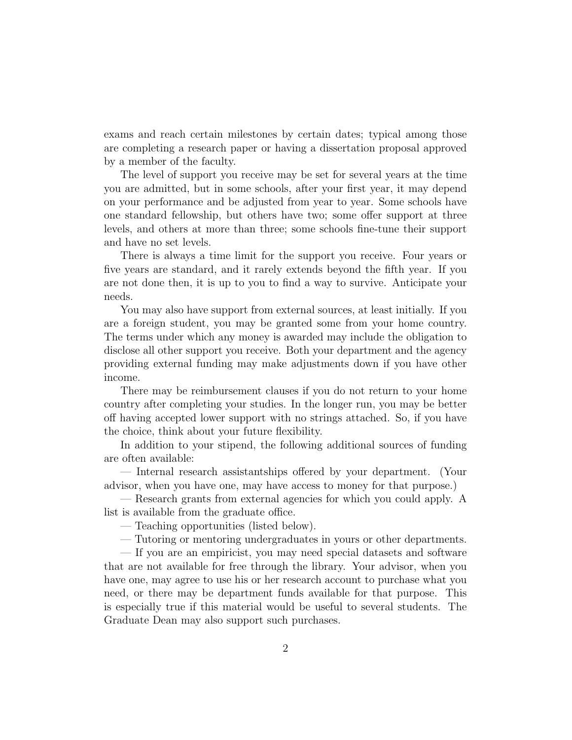exams and reach certain milestones by certain dates; typical among those are completing a research paper or having a dissertation proposal approved by a member of the faculty.

The level of support you receive may be set for several years at the time you are admitted, but in some schools, after your first year, it may depend on your performance and be adjusted from year to year. Some schools have one standard fellowship, but others have two; some offer support at three levels, and others at more than three; some schools fine-tune their support and have no set levels.

There is always a time limit for the support you receive. Four years or five years are standard, and it rarely extends beyond the fifth year. If you are not done then, it is up to you to find a way to survive. Anticipate your needs.

You may also have support from external sources, at least initially. If you are a foreign student, you may be granted some from your home country. The terms under which any money is awarded may include the obligation to disclose all other support you receive. Both your department and the agency providing external funding may make adjustments down if you have other income.

There may be reimbursement clauses if you do not return to your home country after completing your studies. In the longer run, you may be better off having accepted lower support with no strings attached. So, if you have the choice, think about your future flexibility.

In addition to your stipend, the following additional sources of funding are often available:

— Internal research assistantships offered by your department. (Your advisor, when you have one, may have access to money for that purpose.)

— Research grants from external agencies for which you could apply. A list is available from the graduate office.

— Teaching opportunities (listed below).

— Tutoring or mentoring undergraduates in yours or other departments.

— If you are an empiricist, you may need special datasets and software that are not available for free through the library. Your advisor, when you have one, may agree to use his or her research account to purchase what you need, or there may be department funds available for that purpose. This is especially true if this material would be useful to several students. The Graduate Dean may also support such purchases.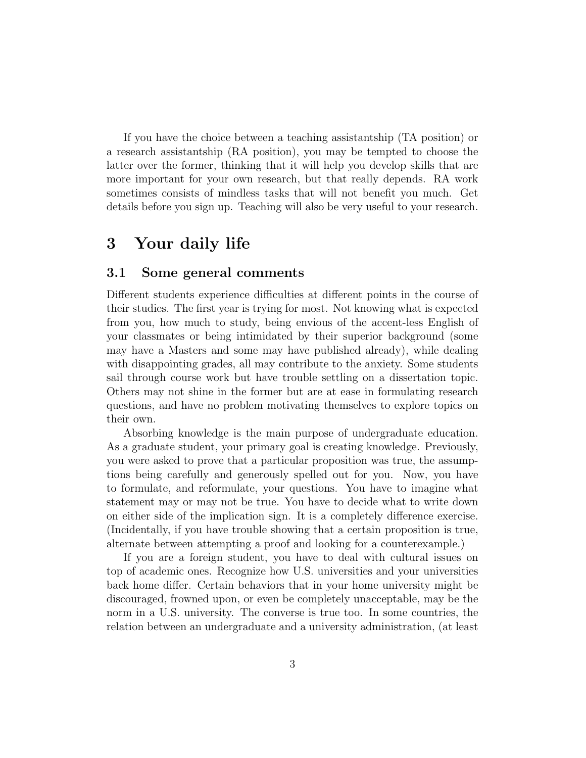If you have the choice between a teaching assistantship (TA position) or a research assistantship (RA position), you may be tempted to choose the latter over the former, thinking that it will help you develop skills that are more important for your own research, but that really depends. RA work sometimes consists of mindless tasks that will not benefit you much. Get details before you sign up. Teaching will also be very useful to your research.

# 3 Your daily life

## 3.1 Some general comments

Different students experience difficulties at different points in the course of their studies. The first year is trying for most. Not knowing what is expected from you, how much to study, being envious of the accent-less English of your classmates or being intimidated by their superior background (some may have a Masters and some may have published already), while dealing with disappointing grades, all may contribute to the anxiety. Some students sail through course work but have trouble settling on a dissertation topic. Others may not shine in the former but are at ease in formulating research questions, and have no problem motivating themselves to explore topics on their own.

Absorbing knowledge is the main purpose of undergraduate education. As a graduate student, your primary goal is creating knowledge. Previously, you were asked to prove that a particular proposition was true, the assumptions being carefully and generously spelled out for you. Now, you have to formulate, and reformulate, your questions. You have to imagine what statement may or may not be true. You have to decide what to write down on either side of the implication sign. It is a completely difference exercise. (Incidentally, if you have trouble showing that a certain proposition is true, alternate between attempting a proof and looking for a counterexample.)

If you are a foreign student, you have to deal with cultural issues on top of academic ones. Recognize how U.S. universities and your universities back home differ. Certain behaviors that in your home university might be discouraged, frowned upon, or even be completely unacceptable, may be the norm in a U.S. university. The converse is true too. In some countries, the relation between an undergraduate and a university administration, (at least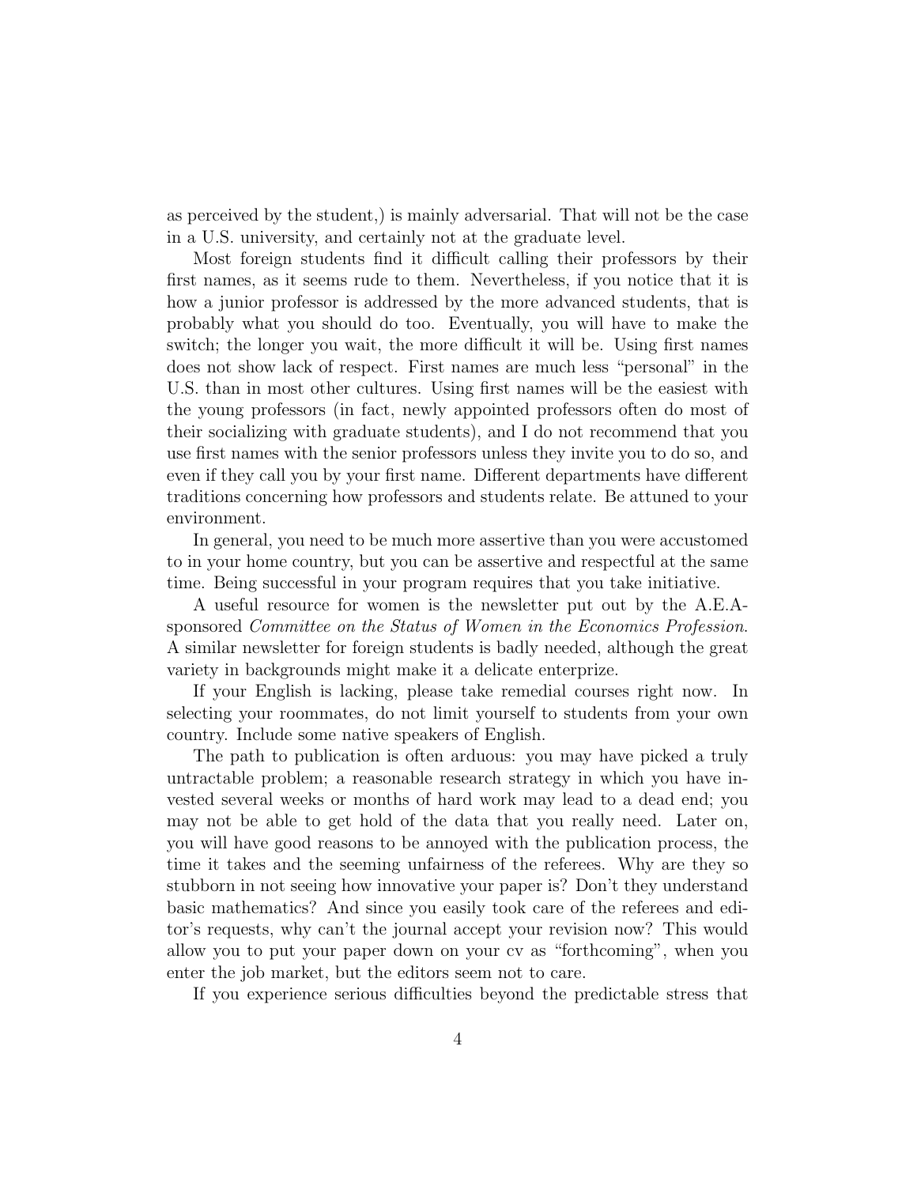as perceived by the student,) is mainly adversarial. That will not be the case in a U.S. university, and certainly not at the graduate level.

Most foreign students find it difficult calling their professors by their first names, as it seems rude to them. Nevertheless, if you notice that it is how a junior professor is addressed by the more advanced students, that is probably what you should do too. Eventually, you will have to make the switch; the longer you wait, the more difficult it will be. Using first names does not show lack of respect. First names are much less "personal" in the U.S. than in most other cultures. Using first names will be the easiest with the young professors (in fact, newly appointed professors often do most of their socializing with graduate students), and I do not recommend that you use first names with the senior professors unless they invite you to do so, and even if they call you by your first name. Different departments have different traditions concerning how professors and students relate. Be attuned to your environment.

In general, you need to be much more assertive than you were accustomed to in your home country, but you can be assertive and respectful at the same time. Being successful in your program requires that you take initiative.

A useful resource for women is the newsletter put out by the A.E.A-sponsored *Committee on the Status of Women in the Economics Profession*. A similar newsletter for foreign students is badly needed, although the great variety in backgrounds might make it a delicate enterprize.

If your English is lacking, please take remedial courses right now. In selecting your roommates, do not limit yourself to students from your own country. Include some native speakers of English.

The path to publication is often arduous: you may have picked a truly untractable problem; a reasonable research strategy in which you have invested several weeks or months of hard work may lead to a dead end; you may not be able to get hold of the data that you really need. Later on, you will have good reasons to be annoyed with the publication process, the time it takes and the seeming unfairness of the referees. Why are they so stubborn in not seeing how innovative your paper is? Don't they understand basic mathematics? And since you easily took care of the referees and editor's requests, why can't the journal accept your revision now? This would allow you to put your paper down on your cv as "forthcoming", when you enter the job market, but the editors seem not to care.

If you experience serious difficulties beyond the predictable stress that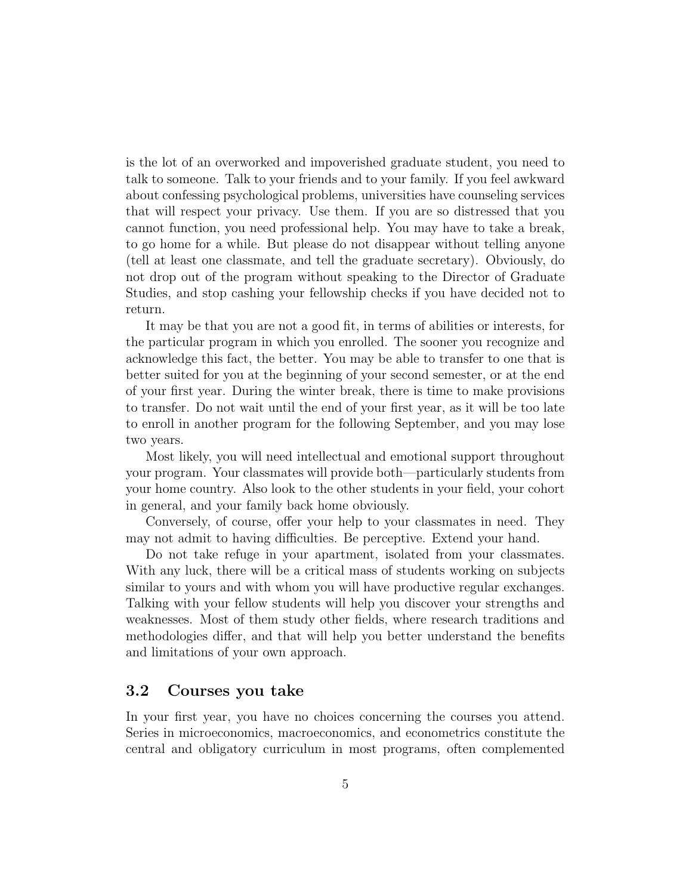is the lot of an overworked and impoverished graduate student, you need to talk to someone. Talk to your friends and to your family. If you feel awkward about confessing psychological problems, universities have counseling services that will respect your privacy. Use them. If you are so distressed that you cannot function, you need professional help. You may have to take a break, to go home for a while. But please do not disappear without telling anyone (tell at least one classmate, and tell the graduate secretary). Obviously, do not drop out of the program without speaking to the Director of Graduate Studies, and stop cashing your fellowship checks if you have decided not to return.

It may be that you are not a good fit, in terms of abilities or interests, for the particular program in which you enrolled. The sooner you recognize and acknowledge this fact, the better. You may be able to transfer to one that is better suited for you at the beginning of your second semester, or at the end of your first year. During the winter break, there is time to make provisions to transfer. Do not wait until the end of your first year, as it will be too late to enroll in another program for the following September, and you may lose two years.

Most likely, you will need intellectual and emotional support throughout your program. Your classmates will provide both—particularly students from your home country. Also look to the other students in your field, your cohort in general, and your family back home obviously.

Conversely, of course, offer your help to your classmates in need. They may not admit to having difficulties. Be perceptive. Extend your hand.

Do not take refuge in your apartment, isolated from your classmates. With any luck, there will be a critical mass of students working on subjects similar to yours and with whom you will have productive regular exchanges. Talking with your fellow students will help you discover your strengths and weaknesses. Most of them study other fields, where research traditions and methodologies differ, and that will help you better understand the benefits and limitations of your own approach.

### 3.2 Courses you take

In your first year, you have no choices concerning the courses you attend. Series in microeconomics, macroeconomics, and econometrics constitute the central and obligatory curriculum in most programs, often complemented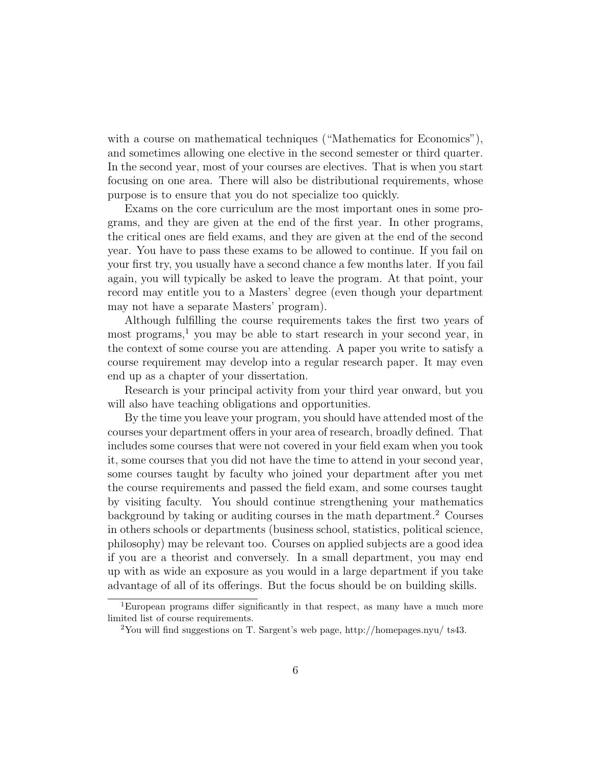with a course on mathematical techniques ("Mathematics for Economics"), and sometimes allowing one elective in the second semester or third quarter. In the second year, most of your courses are electives. That is when you start focusing on one area. There will also be distributional requirements, whose purpose is to ensure that you do not specialize too quickly.

Exams on the core curriculum are the most important ones in some programs, and they are given at the end of the first year. In other programs, the critical ones are field exams, and they are given at the end of the second year. You have to pass these exams to be allowed to continue. If you fail on your first try, you usually have a second chance a few months later. If you fail again, you will typically be asked to leave the program. At that point, your record may entitle you to a Masters' degree (even though your department may not have a separate Masters' program).

Although fulfilling the course requirements takes the first two years of most programs,[1] you may be able to start research in your second year, in the context of some course you are attending. A paper you write to satisfy a course requirement may develop into a regular research paper. It may even end up as a chapter of your dissertation.

Research is your principal activity from your third year onward, but you will also have teaching obligations and opportunities.

By the time you leave your program, you should have attended most of the courses your department offers in your area of research, broadly defined. That includes some courses that were not covered in your field exam when you took it, some courses that you did not have the time to attend in your second year, some courses taught by faculty who joined your department after you met the course requirements and passed the field exam, and some courses taught by visiting faculty. You should continue strengthening your mathematics background by taking or auditing courses in the math department.[2] Courses in others schools or departments (business school, statistics, political science, philosophy) may be relevant too. Courses on applied subjects are a good idea if you are a theorist and conversely. In a small department, you may end up with as wide an exposure as you would in a large department if you take advantage of all of its offerings. But the focus should be on building skills.

[1] European programs differ significantly in that respect, as many have a much more limited list of course requirements.

[2] You will find suggestions on T. Sargent's web page, http://homepages.nyu/ ts43.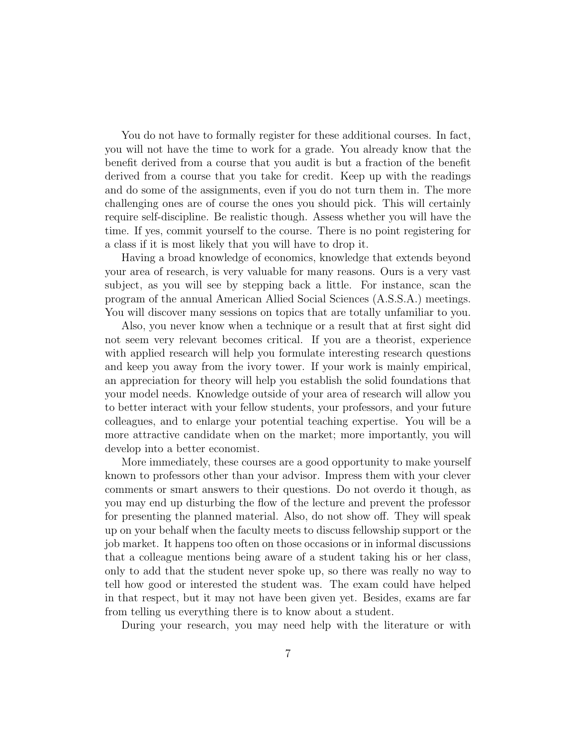You do not have to formally register for these additional courses. In fact, you will not have the time to work for a grade. You already know that the benefit derived from a course that you audit is but a fraction of the benefit derived from a course that you take for credit. Keep up with the readings and do some of the assignments, even if you do not turn them in. The more challenging ones are of course the ones you should pick. This will certainly require self-discipline. Be realistic though. Assess whether you will have the time. If yes, commit yourself to the course. There is no point registering for a class if it is most likely that you will have to drop it.

Having a broad knowledge of economics, knowledge that extends beyond your area of research, is very valuable for many reasons. Ours is a very vast subject, as you will see by stepping back a little. For instance, scan the program of the annual American Allied Social Sciences (A.S.S.A.) meetings. You will discover many sessions on topics that are totally unfamiliar to you.

Also, you never know when a technique or a result that at first sight did not seem very relevant becomes critical. If you are a theorist, experience with applied research will help you formulate interesting research questions and keep you away from the ivory tower. If your work is mainly empirical, an appreciation for theory will help you establish the solid foundations that your model needs. Knowledge outside of your area of research will allow you to better interact with your fellow students, your professors, and your future colleagues, and to enlarge your potential teaching expertise. You will be a more attractive candidate when on the market; more importantly, you will develop into a better economist.

More immediately, these courses are a good opportunity to make yourself known to professors other than your advisor. Impress them with your clever comments or smart answers to their questions. Do not overdo it though, as you may end up disturbing the flow of the lecture and prevent the professor for presenting the planned material. Also, do not show off. They will speak up on your behalf when the faculty meets to discuss fellowship support or the job market. It happens too often on those occasions or in informal discussions that a colleague mentions being aware of a student taking his or her class, only to add that the student never spoke up, so there was really no way to tell how good or interested the student was. The exam could have helped in that respect, but it may not have been given yet. Besides, exams are far from telling us everything there is to know about a student.

During your research, you may need help with the literature or with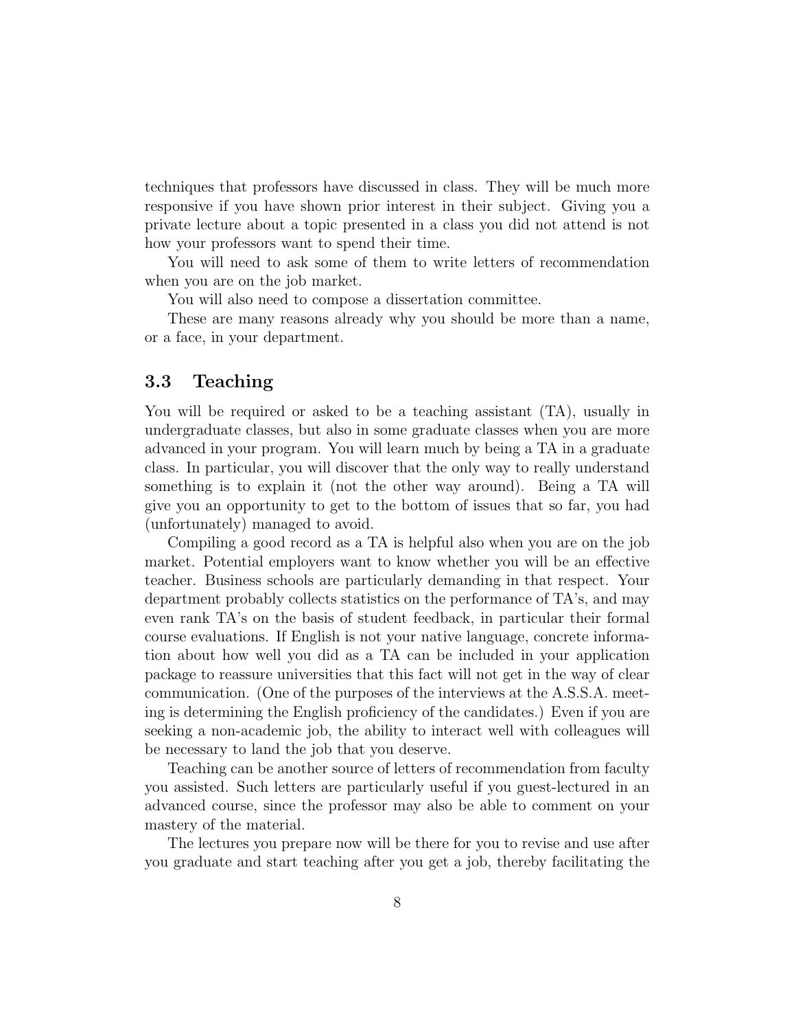techniques that professors have discussed in class. They will be much more responsive if you have shown prior interest in their subject. Giving you a private lecture about a topic presented in a class you did not attend is not how your professors want to spend their time.

You will need to ask some of them to write letters of recommendation when you are on the job market.

You will also need to compose a dissertation committee.

These are many reasons already why you should be more than a name, or a face, in your department.

### 3.3 Teaching

You will be required or asked to be a teaching assistant (TA), usually in undergraduate classes, but also in some graduate classes when you are more advanced in your program. You will learn much by being a TA in a graduate class. In particular, you will discover that the only way to really understand something is to explain it (not the other way around). Being a TA will give you an opportunity to get to the bottom of issues that so far, you had (unfortunately) managed to avoid.

Compiling a good record as a TA is helpful also when you are on the job market. Potential employers want to know whether you will be an effective teacher. Business schools are particularly demanding in that respect. Your department probably collects statistics on the performance of TA's, and may even rank TA's on the basis of student feedback, in particular their formal course evaluations. If English is not your native language, concrete information about how well you did as a TA can be included in your application package to reassure universities that this fact will not get in the way of clear communication. (One of the purposes of the interviews at the A.S.S.A. meeting is determining the English proficiency of the candidates.) Even if you are seeking a non-academic job, the ability to interact well with colleagues will be necessary to land the job that you deserve.

Teaching can be another source of letters of recommendation from faculty you assisted. Such letters are particularly useful if you guest-lectured in an advanced course, since the professor may also be able to comment on your mastery of the material.

The lectures you prepare now will be there for you to revise and use after you graduate and start teaching after you get a job, thereby facilitating the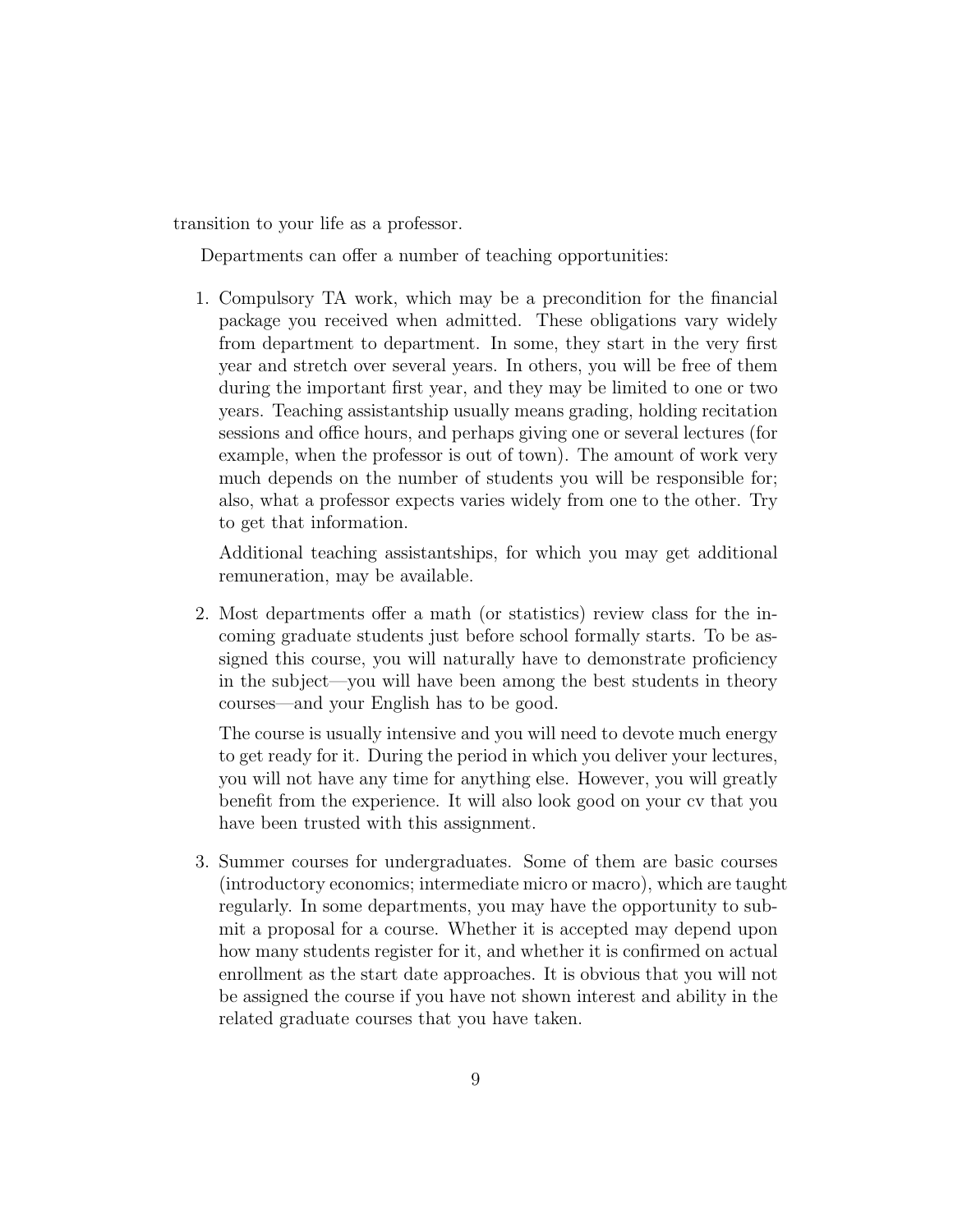transition to your life as a professor.

Departments can offer a number of teaching opportunities:

1. Compulsory TA work, which may be a precondition for the financial package you received when admitted. These obligations vary widely from department to department. In some, they start in the very first year and stretch over several years. In others, you will be free of them during the important first year, and they may be limited to one or two years. Teaching assistantship usually means grading, holding recitation sessions and office hours, and perhaps giving one or several lectures (for example, when the professor is out of town). The amount of work very much depends on the number of students you will be responsible for; also, what a professor expects varies widely from one to the other. Try to get that information.

   Additional teaching assistantships, for which you may get additional remuneration, may be available.

2. Most departments offer a math (or statistics) review class for the incoming graduate students just before school formally starts. To be assigned this course, you will naturally have to demonstrate proficiency in the subject—you will have been among the best students in theory courses—and your English has to be good.

   The course is usually intensive and you will need to devote much energy to get ready for it. During the period in which you deliver your lectures, you will not have any time for anything else. However, you will greatly benefit from the experience. It will also look good on your cv that you have been trusted with this assignment.

3. Summer courses for undergraduates. Some of them are basic courses (introductory economics; intermediate micro or macro), which are taught regularly. In some departments, you may have the opportunity to submit a proposal for a course. Whether it is accepted may depend upon how many students register for it, and whether it is confirmed on actual enrollment as the start date approaches. It is obvious that you will not be assigned the course if you have not shown interest and ability in the related graduate courses that you have taken.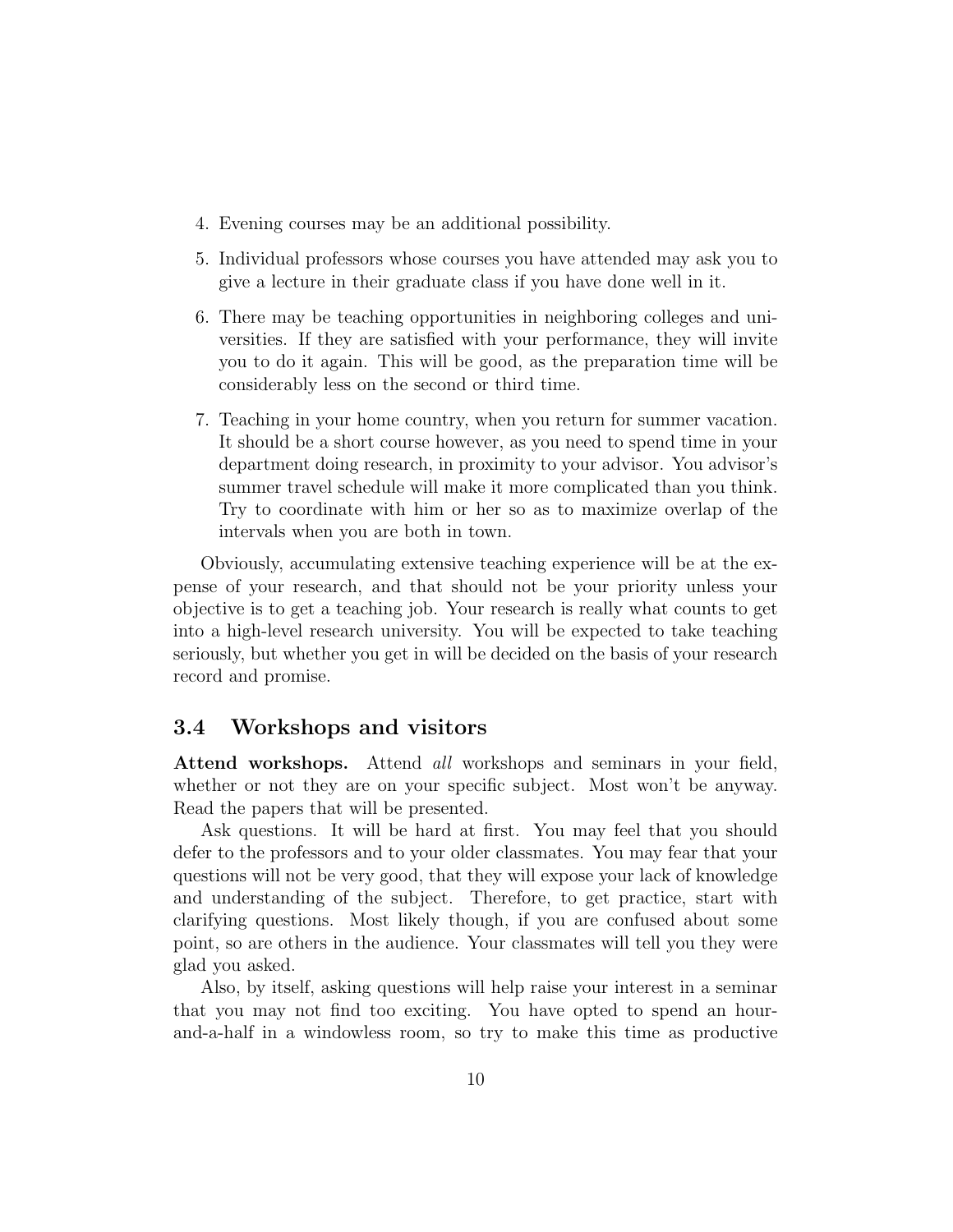4. Evening courses may be an additional possibility.

5. Individual professors whose courses you have attended may ask you to give a lecture in their graduate class if you have done well in it.

6. There may be teaching opportunities in neighboring colleges and universities. If they are satisfied with your performance, they will invite you to do it again. This will be good, as the preparation time will be considerably less on the second or third time.

7. Teaching in your home country, when you return for summer vacation. It should be a short course however, as you need to spend time in your department doing research, in proximity to your advisor. You advisor's summer travel schedule will make it more complicated than you think. Try to coordinate with him or her so as to maximize overlap of the intervals when you are both in town.

Obviously, accumulating extensive teaching experience will be at the expense of your research, and that should not be your priority unless your objective is to get a teaching job. Your research is really what counts to get into a high-level research university. You will be expected to take teaching seriously, but whether you get in will be decided on the basis of your research record and promise.

## 3.4 Workshops and visitors

**Attend workshops.** Attend *all* workshops and seminars in your field, whether or not they are on your specific subject. Most won't be anyway. Read the papers that will be presented.

Ask questions. It will be hard at first. You may feel that you should defer to the professors and to your older classmates. You may fear that your questions will not be very good, that they will expose your lack of knowledge and understanding of the subject. Therefore, to get practice, start with clarifying questions. Most likely though, if you are confused about some point, so are others in the audience. Your classmates will tell you they were glad you asked.

Also, by itself, asking questions will help raise your interest in a seminar that you may not find too exciting. You have opted to spend an hour-and-a-half in a windowless room, so try to make this time as productive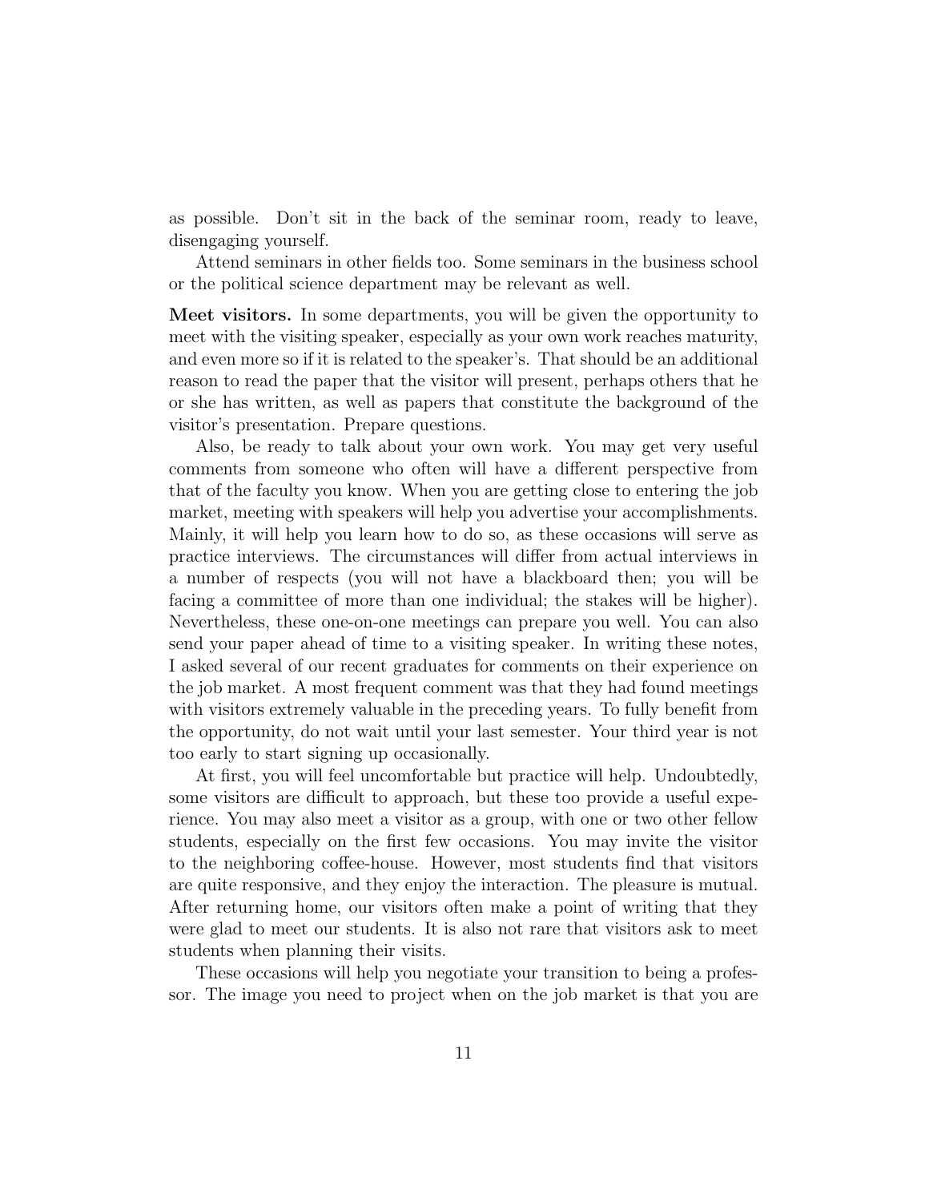as possible. Don't sit in the back of the seminar room, ready to leave, disengaging yourself.

Attend seminars in other fields too. Some seminars in the business school or the political science department may be relevant as well.

**Meet visitors.** In some departments, you will be given the opportunity to meet with the visiting speaker, especially as your own work reaches maturity, and even more so if it is related to the speaker's. That should be an additional reason to read the paper that the visitor will present, perhaps others that he or she has written, as well as papers that constitute the background of the visitor's presentation. Prepare questions.

Also, be ready to talk about your own work. You may get very useful comments from someone who often will have a different perspective from that of the faculty you know. When you are getting close to entering the job market, meeting with speakers will help you advertise your accomplishments. Mainly, it will help you learn how to do so, as these occasions will serve as practice interviews. The circumstances will differ from actual interviews in a number of respects (you will not have a blackboard then; you will be facing a committee of more than one individual; the stakes will be higher). Nevertheless, these one-on-one meetings can prepare you well. You can also send your paper ahead of time to a visiting speaker. In writing these notes, I asked several of our recent graduates for comments on their experience on the job market. A most frequent comment was that they had found meetings with visitors extremely valuable in the preceding years. To fully benefit from the opportunity, do not wait until your last semester. Your third year is not too early to start signing up occasionally.

At first, you will feel uncomfortable but practice will help. Undoubtedly, some visitors are difficult to approach, but these too provide a useful experience. You may also meet a visitor as a group, with one or two other fellow students, especially on the first few occasions. You may invite the visitor to the neighboring coffee-house. However, most students find that visitors are quite responsive, and they enjoy the interaction. The pleasure is mutual. After returning home, our visitors often make a point of writing that they were glad to meet our students. It is also not rare that visitors ask to meet students when planning their visits.

These occasions will help you negotiate your transition to being a professor. The image you need to project when on the job market is that you are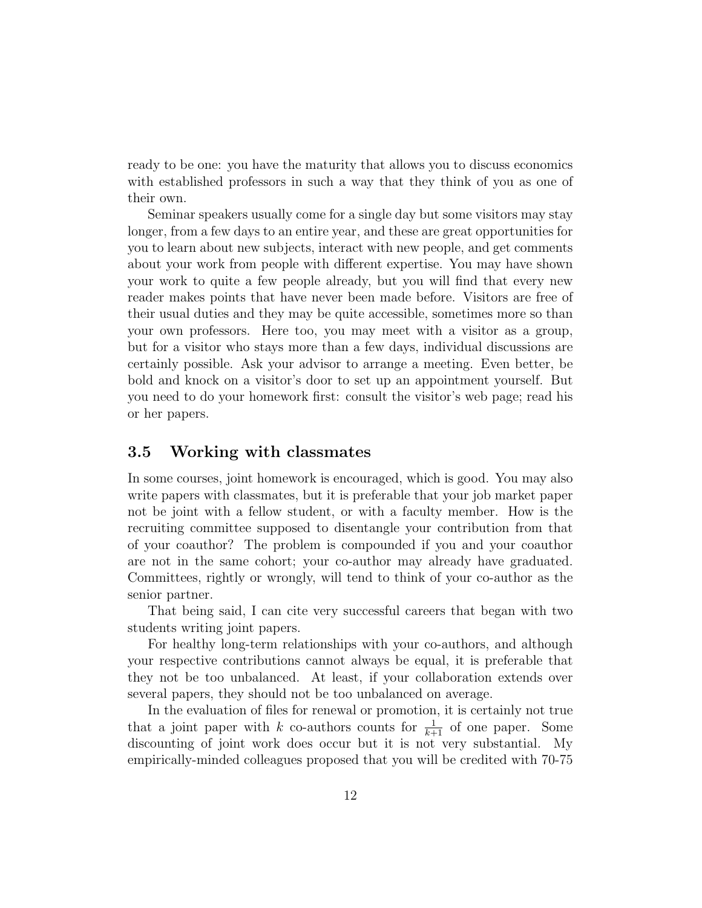ready to be one: you have the maturity that allows you to discuss economics with established professors in such a way that they think of you as one of their own.

Seminar speakers usually come for a single day but some visitors may stay longer, from a few days to an entire year, and these are great opportunities for you to learn about new subjects, interact with new people, and get comments about your work from people with different expertise. You may have shown your work to quite a few people already, but you will find that every new reader makes points that have never been made before. Visitors are free of their usual duties and they may be quite accessible, sometimes more so than your own professors. Here too, you may meet with a visitor as a group, but for a visitor who stays more than a few days, individual discussions are certainly possible. Ask your advisor to arrange a meeting. Even better, be bold and knock on a visitor's door to set up an appointment yourself. But you need to do your homework first: consult the visitor's web page; read his or her papers.

## 3.5 Working with classmates

In some courses, joint homework is encouraged, which is good. You may also write papers with classmates, but it is preferable that your job market paper not be joint with a fellow student, or with a faculty member. How is the recruiting committee supposed to disentangle your contribution from that of your coauthor? The problem is compounded if you and your coauthor are not in the same cohort; your co-author may already have graduated. Committees, rightly or wrongly, will tend to think of your co-author as the senior partner.

That being said, I can cite very successful careers that began with two students writing joint papers.

For healthy long-term relationships with your co-authors, and although your respective contributions cannot always be equal, it is preferable that they not be too unbalanced. At least, if your collaboration extends over several papers, they should not be too unbalanced on average.

In the evaluation of files for renewal or promotion, it is certainly not true that a joint paper with $k$ co-authors counts for $\frac{1}{k+1}$ of one paper. Some discounting of joint work does occur but it is not very substantial. My empirically-minded colleagues proposed that you will be credited with 70-75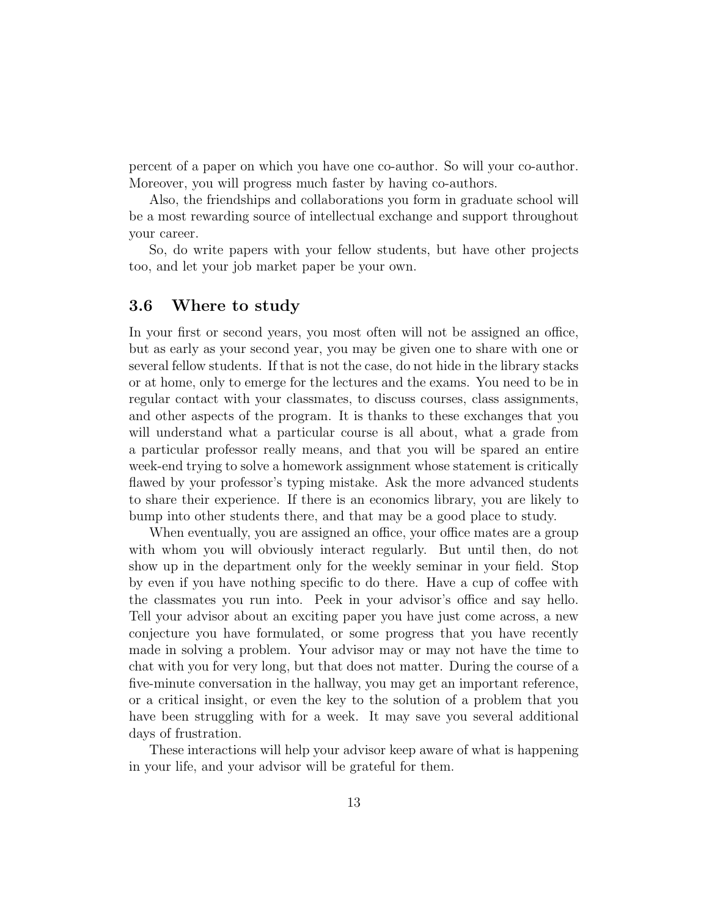percent of a paper on which you have one co-author. So will your co-author. Moreover, you will progress much faster by having co-authors.

Also, the friendships and collaborations you form in graduate school will be a most rewarding source of intellectual exchange and support throughout your career.

So, do write papers with your fellow students, but have other projects too, and let your job market paper be your own.

### 3.6 Where to study

In your first or second years, you most often will not be assigned an office, but as early as your second year, you may be given one to share with one or several fellow students. If that is not the case, do not hide in the library stacks or at home, only to emerge for the lectures and the exams. You need to be in regular contact with your classmates, to discuss courses, class assignments, and other aspects of the program. It is thanks to these exchanges that you will understand what a particular course is all about, what a grade from a particular professor really means, and that you will be spared an entire week-end trying to solve a homework assignment whose statement is critically flawed by your professor's typing mistake. Ask the more advanced students to share their experience. If there is an economics library, you are likely to bump into other students there, and that may be a good place to study.

When eventually, you are assigned an office, your office mates are a group with whom you will obviously interact regularly. But until then, do not show up in the department only for the weekly seminar in your field. Stop by even if you have nothing specific to do there. Have a cup of coffee with the classmates you run into. Peek in your advisor's office and say hello. Tell your advisor about an exciting paper you have just come across, a new conjecture you have formulated, or some progress that you have recently made in solving a problem. Your advisor may or may not have the time to chat with you for very long, but that does not matter. During the course of a five-minute conversation in the hallway, you may get an important reference, or a critical insight, or even the key to the solution of a problem that you have been struggling with for a week. It may save you several additional days of frustration.

These interactions will help your advisor keep aware of what is happening in your life, and your advisor will be grateful for them.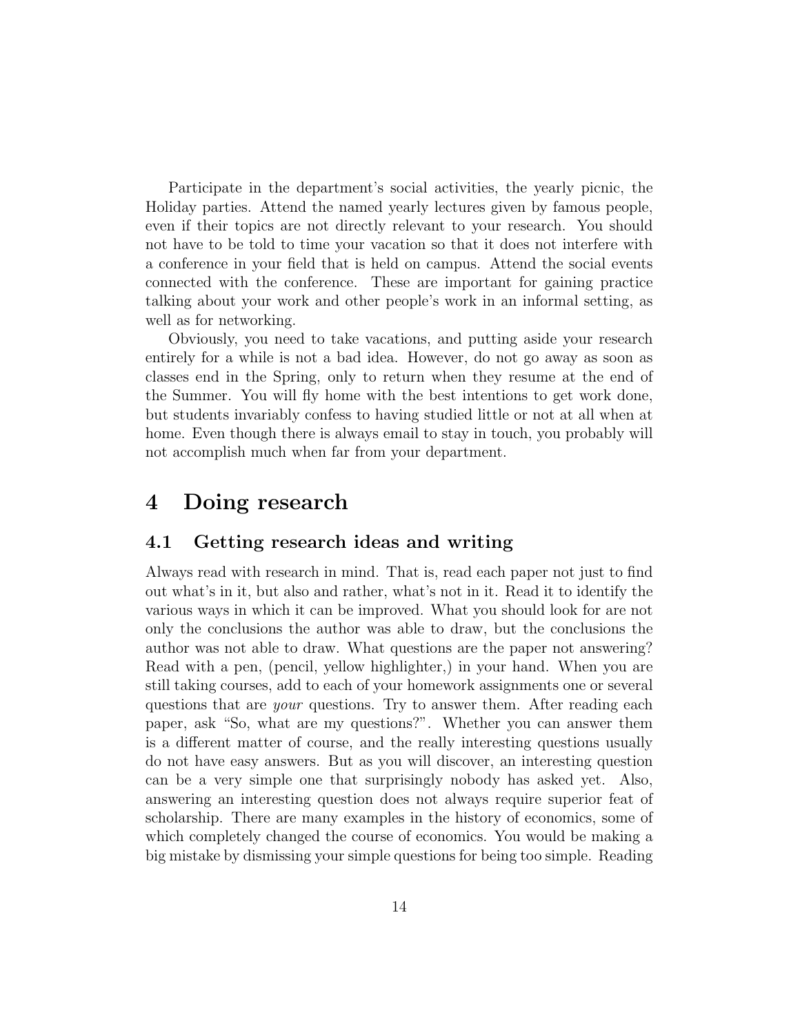Participate in the department's social activities, the yearly picnic, the Holiday parties. Attend the named yearly lectures given by famous people, even if their topics are not directly relevant to your research. You should not have to be told to time your vacation so that it does not interfere with a conference in your field that is held on campus. Attend the social events connected with the conference. These are important for gaining practice talking about your work and other people's work in an informal setting, as well as for networking.

Obviously, you need to take vacations, and putting aside your research entirely for a while is not a bad idea. However, do not go away as soon as classes end in the Spring, only to return when they resume at the end of the Summer. You will fly home with the best intentions to get work done, but students invariably confess to having studied little or not at all when at home. Even though there is always email to stay in touch, you probably will not accomplish much when far from your department.

# 4 Doing research

## 4.1 Getting research ideas and writing

Always read with research in mind. That is, read each paper not just to find out what's in it, but also and rather, what's not in it. Read it to identify the various ways in which it can be improved. What you should look for are not only the conclusions the author was able to draw, but the conclusions the author was not able to draw. What questions are the paper not answering? Read with a pen, (pencil, yellow highlighter,) in your hand. When you are still taking courses, add to each of your homework assignments one or several questions that are *your* questions. Try to answer them. After reading each paper, ask "So, what are my questions?". Whether you can answer them is a different matter of course, and the really interesting questions usually do not have easy answers. But as you will discover, an interesting question can be a very simple one that surprisingly nobody has asked yet. Also, answering an interesting question does not always require superior feat of scholarship. There are many examples in the history of economics, some of which completely changed the course of economics. You would be making a big mistake by dismissing your simple questions for being too simple. Reading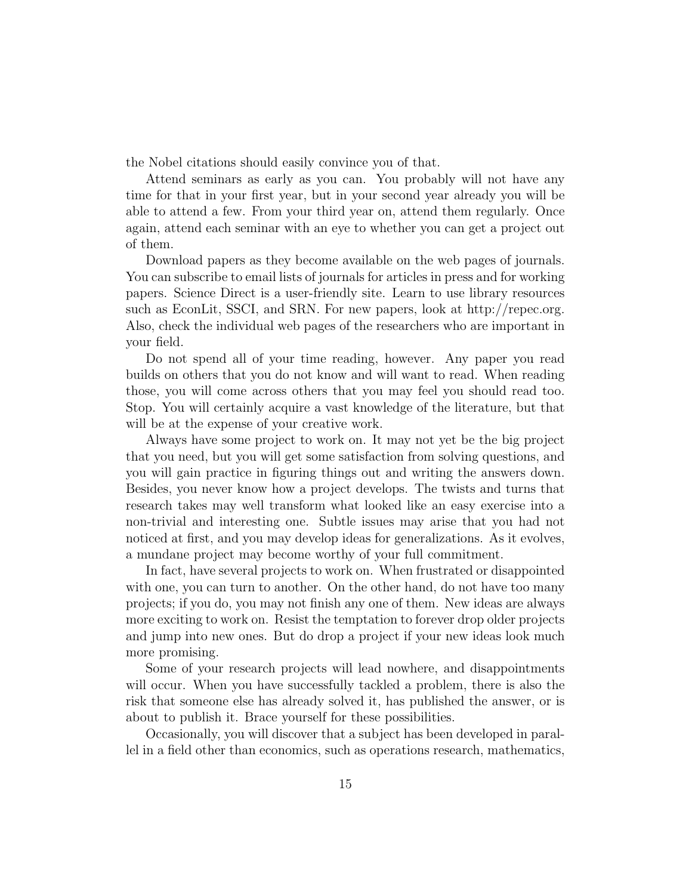the Nobel citations should easily convince you of that.

Attend seminars as early as you can. You probably will not have any time for that in your first year, but in your second year already you will be able to attend a few. From your third year on, attend them regularly. Once again, attend each seminar with an eye to whether you can get a project out of them.

Download papers as they become available on the web pages of journals. You can subscribe to email lists of journals for articles in press and for working papers. Science Direct is a user-friendly site. Learn to use library resources such as EconLit, SSCI, and SRN. For new papers, look at http://repec.org. Also, check the individual web pages of the researchers who are important in your field.

Do not spend all of your time reading, however. Any paper you read builds on others that you do not know and will want to read. When reading those, you will come across others that you may feel you should read too. Stop. You will certainly acquire a vast knowledge of the literature, but that will be at the expense of your creative work.

Always have some project to work on. It may not yet be the big project that you need, but you will get some satisfaction from solving questions, and you will gain practice in figuring things out and writing the answers down. Besides, you never know how a project develops. The twists and turns that research takes may well transform what looked like an easy exercise into a non-trivial and interesting one. Subtle issues may arise that you had not noticed at first, and you may develop ideas for generalizations. As it evolves, a mundane project may become worthy of your full commitment.

In fact, have several projects to work on. When frustrated or disappointed with one, you can turn to another. On the other hand, do not have too many projects; if you do, you may not finish any one of them. New ideas are always more exciting to work on. Resist the temptation to forever drop older projects and jump into new ones. But do drop a project if your new ideas look much more promising.

Some of your research projects will lead nowhere, and disappointments will occur. When you have successfully tackled a problem, there is also the risk that someone else has already solved it, has published the answer, or is about to publish it. Brace yourself for these possibilities.

Occasionally, you will discover that a subject has been developed in parallel in a field other than economics, such as operations research, mathematics,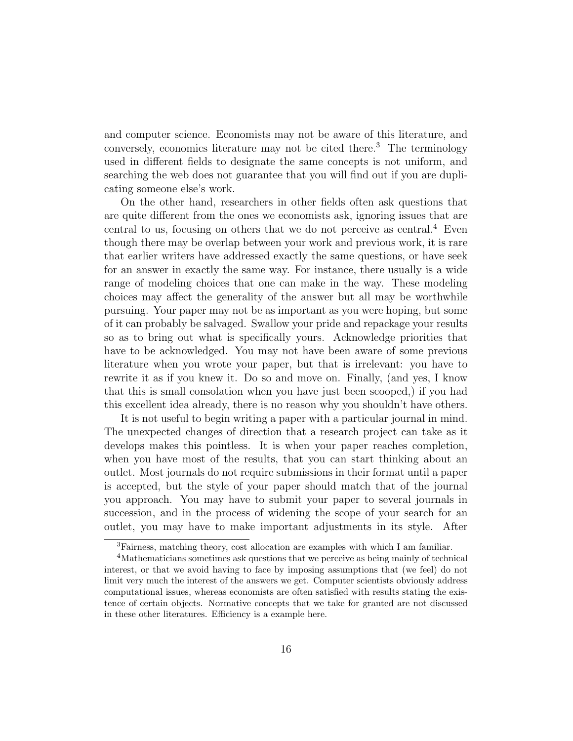and computer science. Economists may not be aware of this literature, and conversely, economics literature may not be cited there.[3] The terminology used in different fields to designate the same concepts is not uniform, and searching the web does not guarantee that you will find out if you are duplicating someone else's work.

On the other hand, researchers in other fields often ask questions that are quite different from the ones we economists ask, ignoring issues that are central to us, focusing on others that we do not perceive as central.[4] Even though there may be overlap between your work and previous work, it is rare that earlier writers have addressed exactly the same questions, or have seek for an answer in exactly the same way. For instance, there usually is a wide range of modeling choices that one can make in the way. These modeling choices may affect the generality of the answer but all may be worthwhile pursuing. Your paper may not be as important as you were hoping, but some of it can probably be salvaged. Swallow your pride and repackage your results so as to bring out what is specifically yours. Acknowledge priorities that have to be acknowledged. You may not have been aware of some previous literature when you wrote your paper, but that is irrelevant: you have to rewrite it as if you knew it. Do so and move on. Finally, (and yes, I know that this is small consolation when you have just been scooped,) if you had this excellent idea already, there is no reason why you shouldn't have others.

It is not useful to begin writing a paper with a particular journal in mind. The unexpected changes of direction that a research project can take as it develops makes this pointless. It is when your paper reaches completion, when you have most of the results, that you can start thinking about an outlet. Most journals do not require submissions in their format until a paper is accepted, but the style of your paper should match that of the journal you approach. You may have to submit your paper to several journals in succession, and in the process of widening the scope of your search for an outlet, you may have to make important adjustments in its style. After

[3] Fairness, matching theory, cost allocation are examples with which I am familiar.

[4] Mathematicians sometimes ask questions that we perceive as being mainly of technical interest, or that we avoid having to face by imposing assumptions that (we feel) do not limit very much the interest of the answers we get. Computer scientists obviously address computational issues, whereas economists are often satisfied with results stating the existence of certain objects. Normative concepts that we take for granted are not discussed in these other literatures. Efficiency is a example here.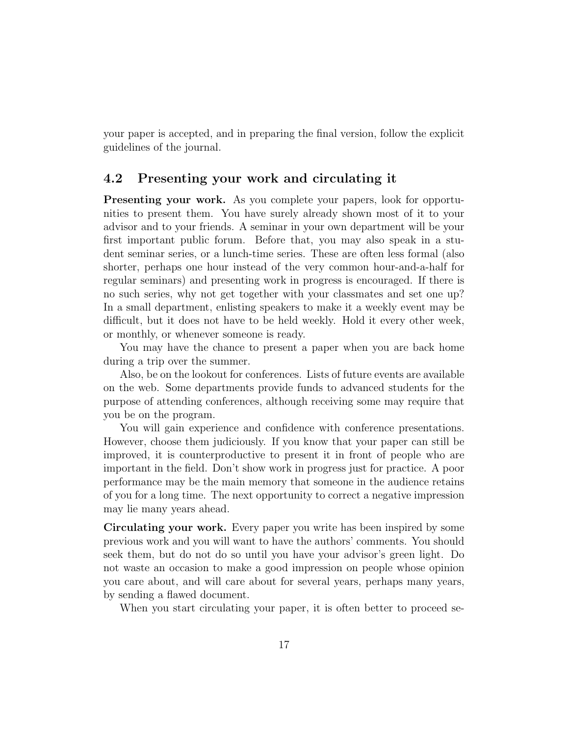your paper is accepted, and in preparing the final version, follow the explicit guidelines of the journal.

## 4.2 Presenting your work and circulating it

**Presenting your work.** As you complete your papers, look for opportunities to present them. You have surely already shown most of it to your advisor and to your friends. A seminar in your own department will be your first important public forum. Before that, you may also speak in a student seminar series, or a lunch-time series. These are often less formal (also shorter, perhaps one hour instead of the very common hour-and-a-half for regular seminars) and presenting work in progress is encouraged. If there is no such series, why not get together with your classmates and set one up? In a small department, enlisting speakers to make it a weekly event may be difficult, but it does not have to be held weekly. Hold it every other week, or monthly, or whenever someone is ready.

You may have the chance to present a paper when you are back home during a trip over the summer.

Also, be on the lookout for conferences. Lists of future events are available on the web. Some departments provide funds to advanced students for the purpose of attending conferences, although receiving some may require that you be on the program.

You will gain experience and confidence with conference presentations. However, choose them judiciously. If you know that your paper can still be improved, it is counterproductive to present it in front of people who are important in the field. Don't show work in progress just for practice. A poor performance may be the main memory that someone in the audience retains of you for a long time. The next opportunity to correct a negative impression may lie many years ahead.

**Circulating your work.** Every paper you write has been inspired by some previous work and you will want to have the authors' comments. You should seek them, but do not do so until you have your advisor's green light. Do not waste an occasion to make a good impression on people whose opinion you care about, and will care about for several years, perhaps many years, by sending a flawed document.

When you start circulating your paper, it is often better to proceed se-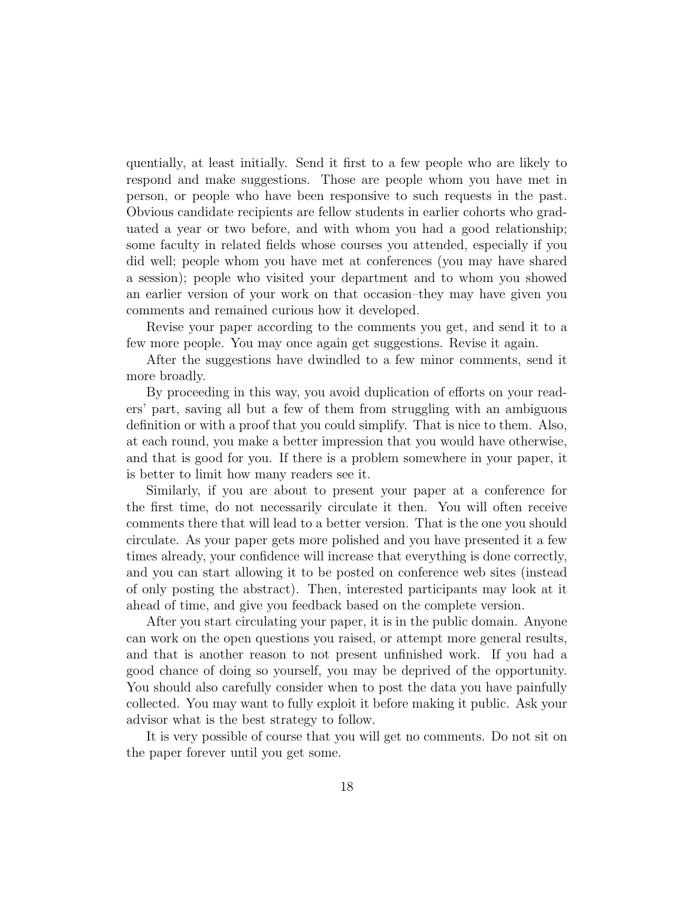quentially, at least initially. Send it first to a few people who are likely to respond and make suggestions. Those are people whom you have met in person, or people who have been responsive to such requests in the past. Obvious candidate recipients are fellow students in earlier cohorts who graduated a year or two before, and with whom you had a good relationship; some faculty in related fields whose courses you attended, especially if you did well; people whom you have met at conferences (you may have shared a session); people who visited your department and to whom you showed an earlier version of your work on that occasion–they may have given you comments and remained curious how it developed.

Revise your paper according to the comments you get, and send it to a few more people. You may once again get suggestions. Revise it again.

After the suggestions have dwindled to a few minor comments, send it more broadly.

By proceeding in this way, you avoid duplication of efforts on your readers' part, saving all but a few of them from struggling with an ambiguous definition or with a proof that you could simplify. That is nice to them. Also, at each round, you make a better impression that you would have otherwise, and that is good for you. If there is a problem somewhere in your paper, it is better to limit how many readers see it.

Similarly, if you are about to present your paper at a conference for the first time, do not necessarily circulate it then. You will often receive comments there that will lead to a better version. That is the one you should circulate. As your paper gets more polished and you have presented it a few times already, your confidence will increase that everything is done correctly, and you can start allowing it to be posted on conference web sites (instead of only posting the abstract). Then, interested participants may look at it ahead of time, and give you feedback based on the complete version.

After you start circulating your paper, it is in the public domain. Anyone can work on the open questions you raised, or attempt more general results, and that is another reason to not present unfinished work. If you had a good chance of doing so yourself, you may be deprived of the opportunity. You should also carefully consider when to post the data you have painfully collected. You may want to fully exploit it before making it public. Ask your advisor what is the best strategy to follow.

It is very possible of course that you will get no comments. Do not sit on the paper forever until you get some.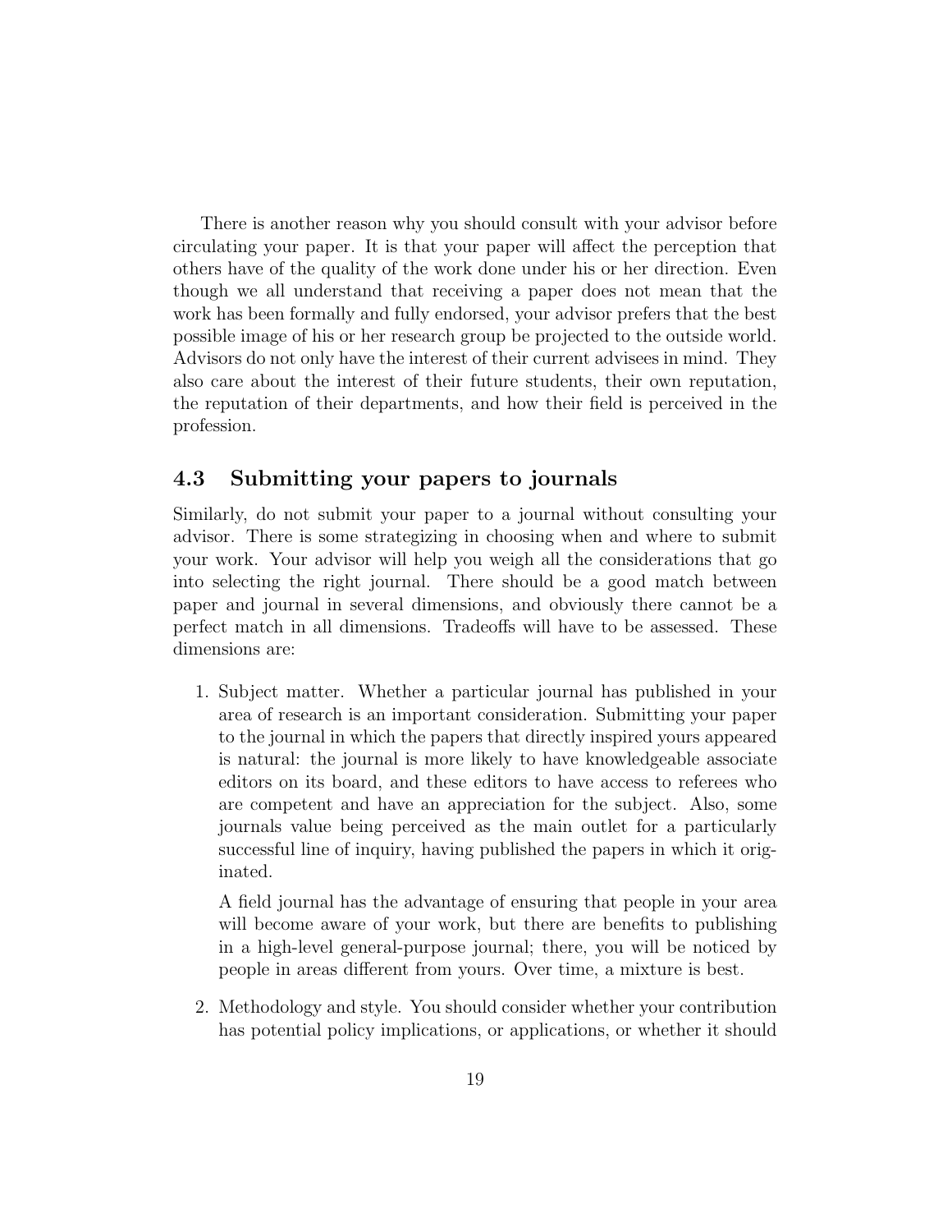There is another reason why you should consult with your advisor before circulating your paper. It is that your paper will affect the perception that others have of the quality of the work done under his or her direction. Even though we all understand that receiving a paper does not mean that the work has been formally and fully endorsed, your advisor prefers that the best possible image of his or her research group be projected to the outside world. Advisors do not only have the interest of their current advisees in mind. They also care about the interest of their future students, their own reputation, the reputation of their departments, and how their field is perceived in the profession.

## 4.3 Submitting your papers to journals

Similarly, do not submit your paper to a journal without consulting your advisor. There is some strategizing in choosing when and where to submit your work. Your advisor will help you weigh all the considerations that go into selecting the right journal. There should be a good match between paper and journal in several dimensions, and obviously there cannot be a perfect match in all dimensions. Tradeoffs will have to be assessed. These dimensions are:

1. Subject matter. Whether a particular journal has published in your area of research is an important consideration. Submitting your paper to the journal in which the papers that directly inspired yours appeared is natural: the journal is more likely to have knowledgeable associate editors on its board, and these editors to have access to referees who are competent and have an appreciation for the subject. Also, some journals value being perceived as the main outlet for a particularly successful line of inquiry, having published the papers in which it originated.

   A field journal has the advantage of ensuring that people in your area will become aware of your work, but there are benefits to publishing in a high-level general-purpose journal; there, you will be noticed by people in areas different from yours. Over time, a mixture is best.

2. Methodology and style. You should consider whether your contribution has potential policy implications, or applications, or whether it should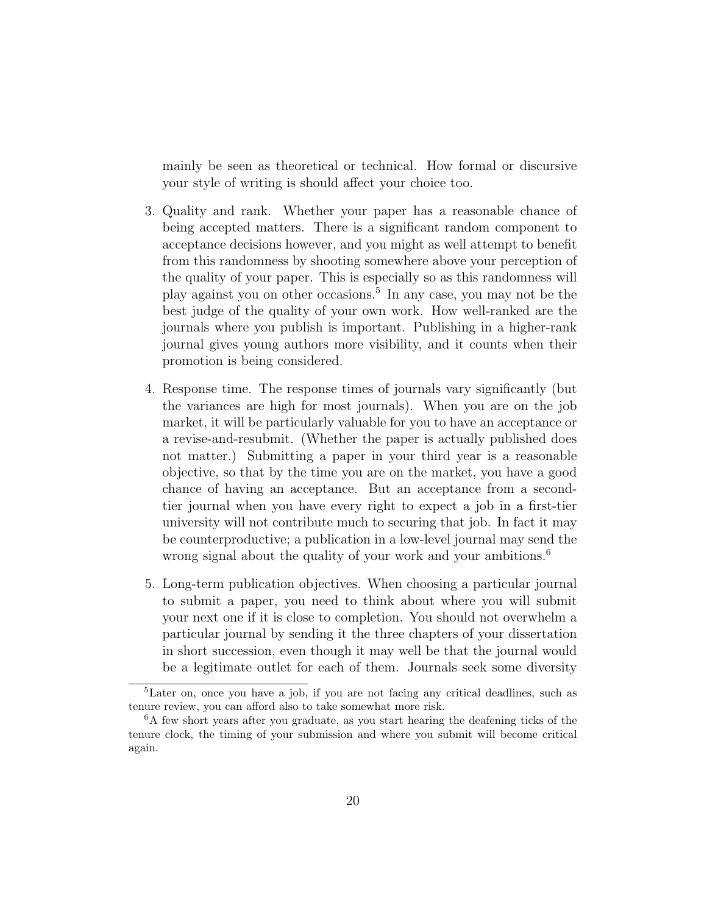mainly be seen as theoretical or technical. How formal or discursive your style of writing is should affect your choice too.

3. Quality and rank. Whether your paper has a reasonable chance of being accepted matters. There is a significant random component to acceptance decisions however, and you might as well attempt to benefit from this randomness by shooting somewhere above your perception of the quality of your paper. This is especially so as this randomness will play against you on other occasions.[5] In any case, you may not be the best judge of the quality of your own work. How well-ranked are the journals where you publish is important. Publishing in a higher-rank journal gives young authors more visibility, and it counts when their promotion is being considered.

4. Response time. The response times of journals vary significantly (but the variances are high for most journals). When you are on the job market, it will be particularly valuable for you to have an acceptance or a revise-and-resubmit. (Whether the paper is actually published does not matter.) Submitting a paper in your third year is a reasonable objective, so that by the time you are on the market, you have a good chance of having an acceptance. But an acceptance from a second-tier journal when you have every right to expect a job in a first-tier university will not contribute much to securing that job. In fact it may be counterproductive; a publication in a low-level journal may send the wrong signal about the quality of your work and your ambitions.[6]

5. Long-term publication objectives. When choosing a particular journal to submit a paper, you need to think about where you will submit your next one if it is close to completion. You should not overwhelm a particular journal by sending it the three chapters of your dissertation in short succession, even though it may well be that the journal would be a legitimate outlet for each of them. Journals seek some diversity

---

[5] Later on, once you have a job, if you are not facing any critical deadlines, such as tenure review, you can afford also to take somewhat more risk.

[6] A few short years after you graduate, as you start hearing the deafening ticks of the tenure clock, the timing of your submission and where you submit will become critical again.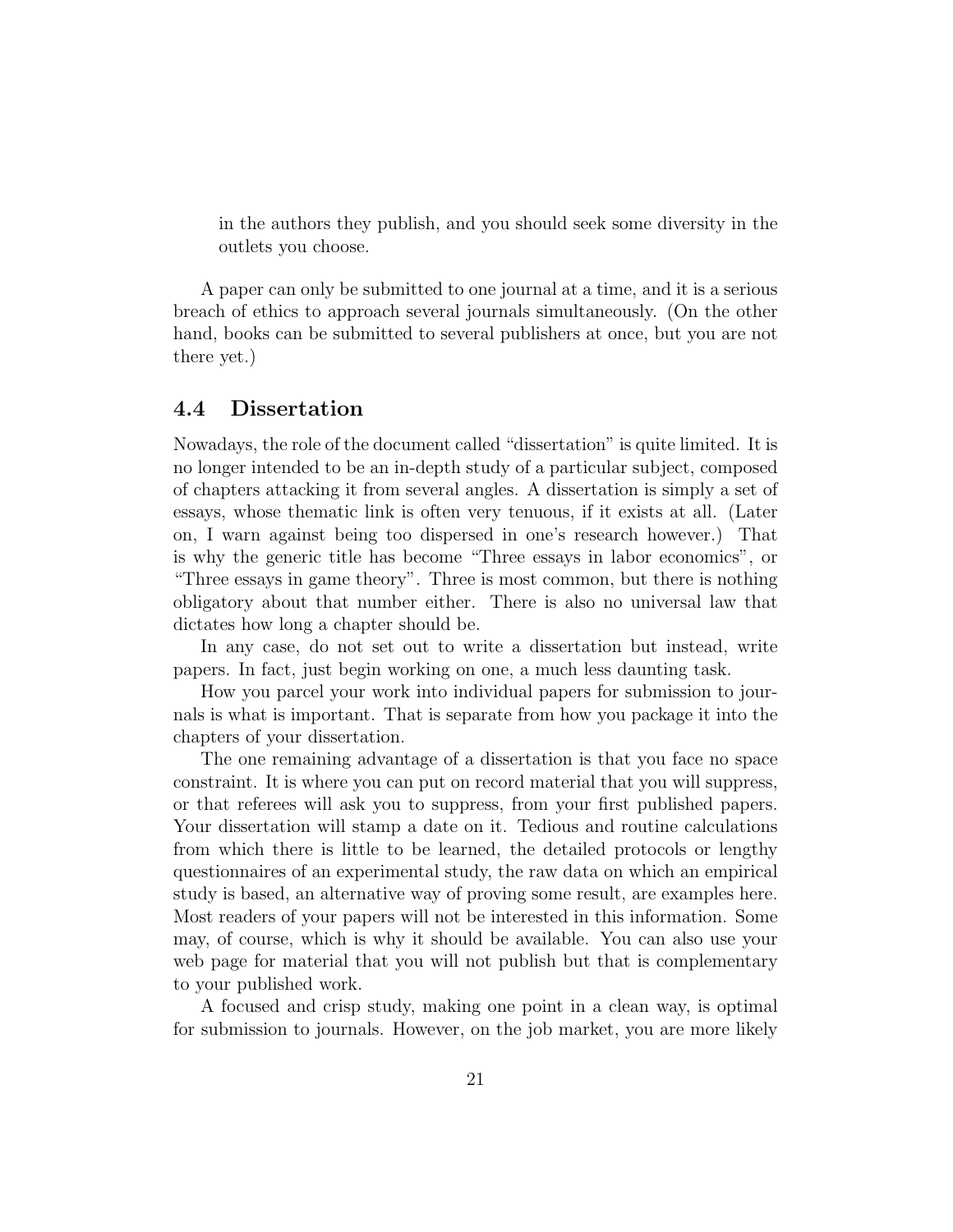in the authors they publish, and you should seek some diversity in the outlets you choose.

A paper can only be submitted to one journal at a time, and it is a serious breach of ethics to approach several journals simultaneously. (On the other hand, books can be submitted to several publishers at once, but you are not there yet.)

## 4.4 Dissertation

Nowadays, the role of the document called "dissertation" is quite limited. It is no longer intended to be an in-depth study of a particular subject, composed of chapters attacking it from several angles. A dissertation is simply a set of essays, whose thematic link is often very tenuous, if it exists at all. (Later on, I warn against being too dispersed in one's research however.) That is why the generic title has become "Three essays in labor economics", or "Three essays in game theory". Three is most common, but there is nothing obligatory about that number either. There is also no universal law that dictates how long a chapter should be.

In any case, do not set out to write a dissertation but instead, write papers. In fact, just begin working on one, a much less daunting task.

How you parcel your work into individual papers for submission to journals is what is important. That is separate from how you package it into the chapters of your dissertation.

The one remaining advantage of a dissertation is that you face no space constraint. It is where you can put on record material that you will suppress, or that referees will ask you to suppress, from your first published papers. Your dissertation will stamp a date on it. Tedious and routine calculations from which there is little to be learned, the detailed protocols or lengthy questionnaires of an experimental study, the raw data on which an empirical study is based, an alternative way of proving some result, are examples here. Most readers of your papers will not be interested in this information. Some may, of course, which is why it should be available. You can also use your web page for material that you will not publish but that is complementary to your published work.

A focused and crisp study, making one point in a clean way, is optimal for submission to journals. However, on the job market, you are more likely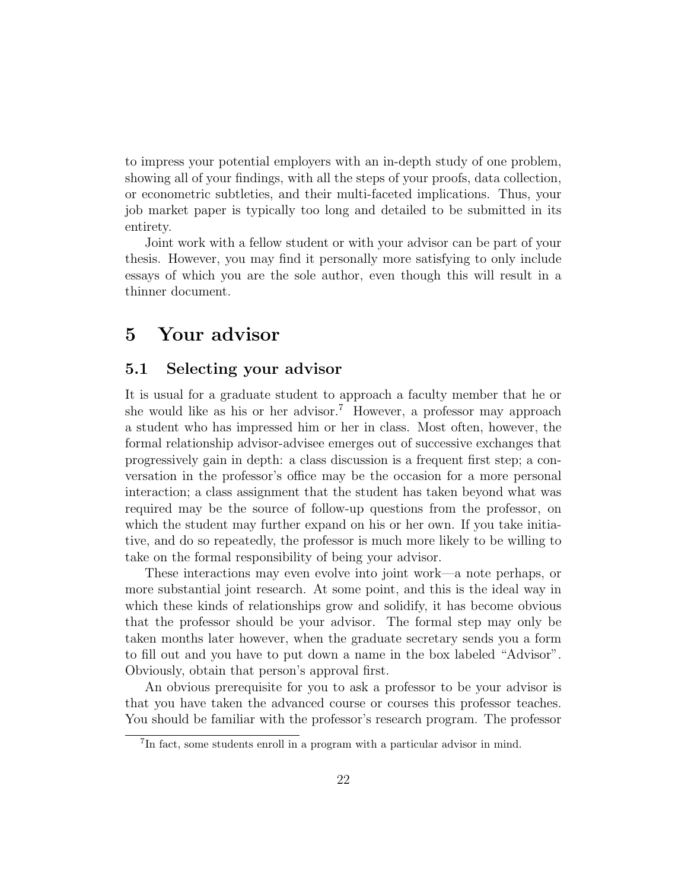to impress your potential employers with an in-depth study of one problem, showing all of your findings, with all the steps of your proofs, data collection, or econometric subtleties, and their multi-faceted implications. Thus, your job market paper is typically too long and detailed to be submitted in its entirety.

Joint work with a fellow student or with your advisor can be part of your thesis. However, you may find it personally more satisfying to only include essays of which you are the sole author, even though this will result in a thinner document.

# 5 Your advisor

## 5.1 Selecting your advisor

It is usual for a graduate student to approach a faculty member that he or she would like as his or her advisor.[7] However, a professor may approach a student who has impressed him or her in class. Most often, however, the formal relationship advisor-advisee emerges out of successive exchanges that progressively gain in depth: a class discussion is a frequent first step; a conversation in the professor's office may be the occasion for a more personal interaction; a class assignment that the student has taken beyond what was required may be the source of follow-up questions from the professor, on which the student may further expand on his or her own. If you take initiative, and do so repeatedly, the professor is much more likely to be willing to take on the formal responsibility of being your advisor.

These interactions may even evolve into joint work—a note perhaps, or more substantial joint research. At some point, and this is the ideal way in which these kinds of relationships grow and solidify, it has become obvious that the professor should be your advisor. The formal step may only be taken months later however, when the graduate secretary sends you a form to fill out and you have to put down a name in the box labeled "Advisor". Obviously, obtain that person's approval first.

An obvious prerequisite for you to ask a professor to be your advisor is that you have taken the advanced course or courses this professor teaches. You should be familiar with the professor's research program. The professor

[7] In fact, some students enroll in a program with a particular advisor in mind.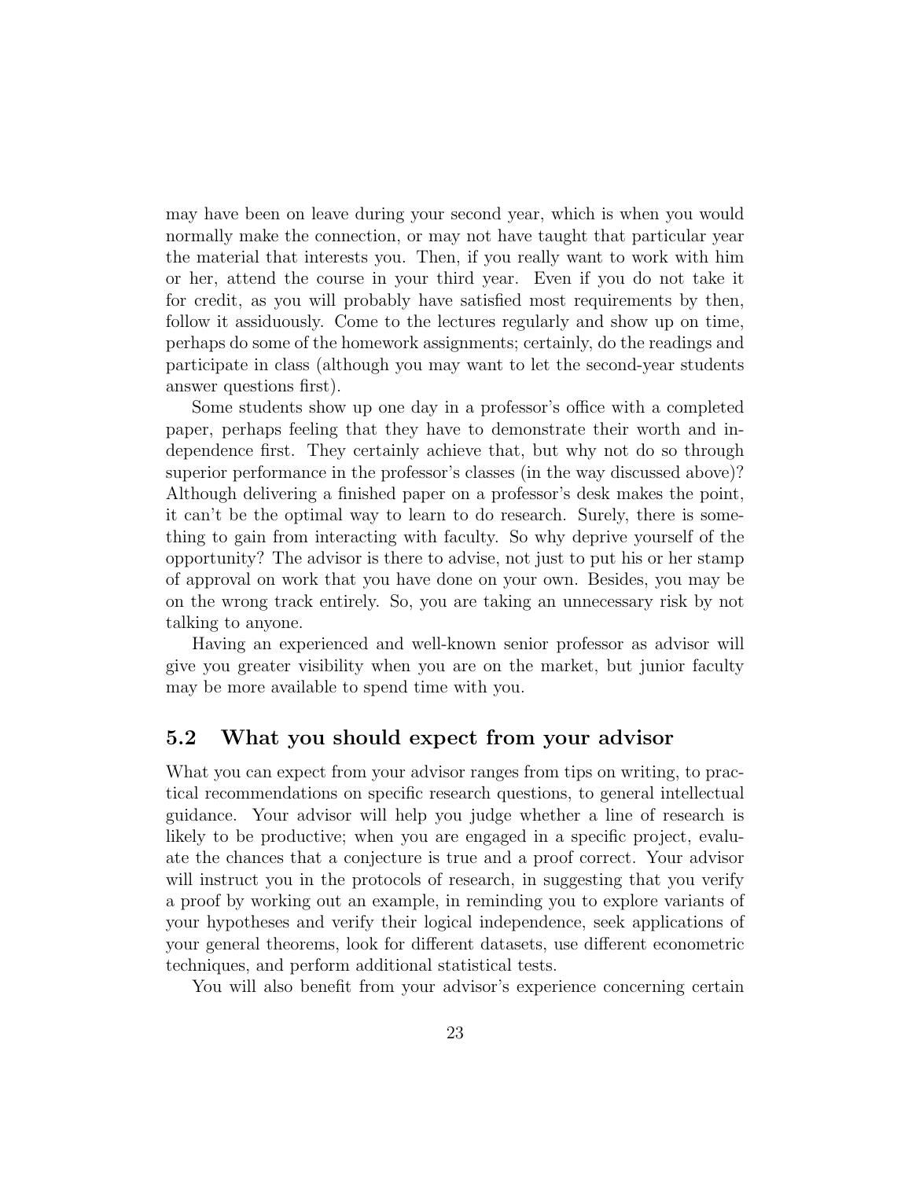may have been on leave during your second year, which is when you would normally make the connection, or may not have taught that particular year the material that interests you. Then, if you really want to work with him or her, attend the course in your third year. Even if you do not take it for credit, as you will probably have satisfied most requirements by then, follow it assiduously. Come to the lectures regularly and show up on time, perhaps do some of the homework assignments; certainly, do the readings and participate in class (although you may want to let the second-year students answer questions first).

Some students show up one day in a professor's office with a completed paper, perhaps feeling that they have to demonstrate their worth and independence first. They certainly achieve that, but why not do so through superior performance in the professor's classes (in the way discussed above)? Although delivering a finished paper on a professor's desk makes the point, it can't be the optimal way to learn to do research. Surely, there is something to gain from interacting with faculty. So why deprive yourself of the opportunity? The advisor is there to advise, not just to put his or her stamp of approval on work that you have done on your own. Besides, you may be on the wrong track entirely. So, you are taking an unnecessary risk by not talking to anyone.

Having an experienced and well-known senior professor as advisor will give you greater visibility when you are on the market, but junior faculty may be more available to spend time with you.

## 5.2 What you should expect from your advisor

What you can expect from your advisor ranges from tips on writing, to practical recommendations on specific research questions, to general intellectual guidance. Your advisor will help you judge whether a line of research is likely to be productive; when you are engaged in a specific project, evaluate the chances that a conjecture is true and a proof correct. Your advisor will instruct you in the protocols of research, in suggesting that you verify a proof by working out an example, in reminding you to explore variants of your hypotheses and verify their logical independence, seek applications of your general theorems, look for different datasets, use different econometric techniques, and perform additional statistical tests.

You will also benefit from your advisor's experience concerning certain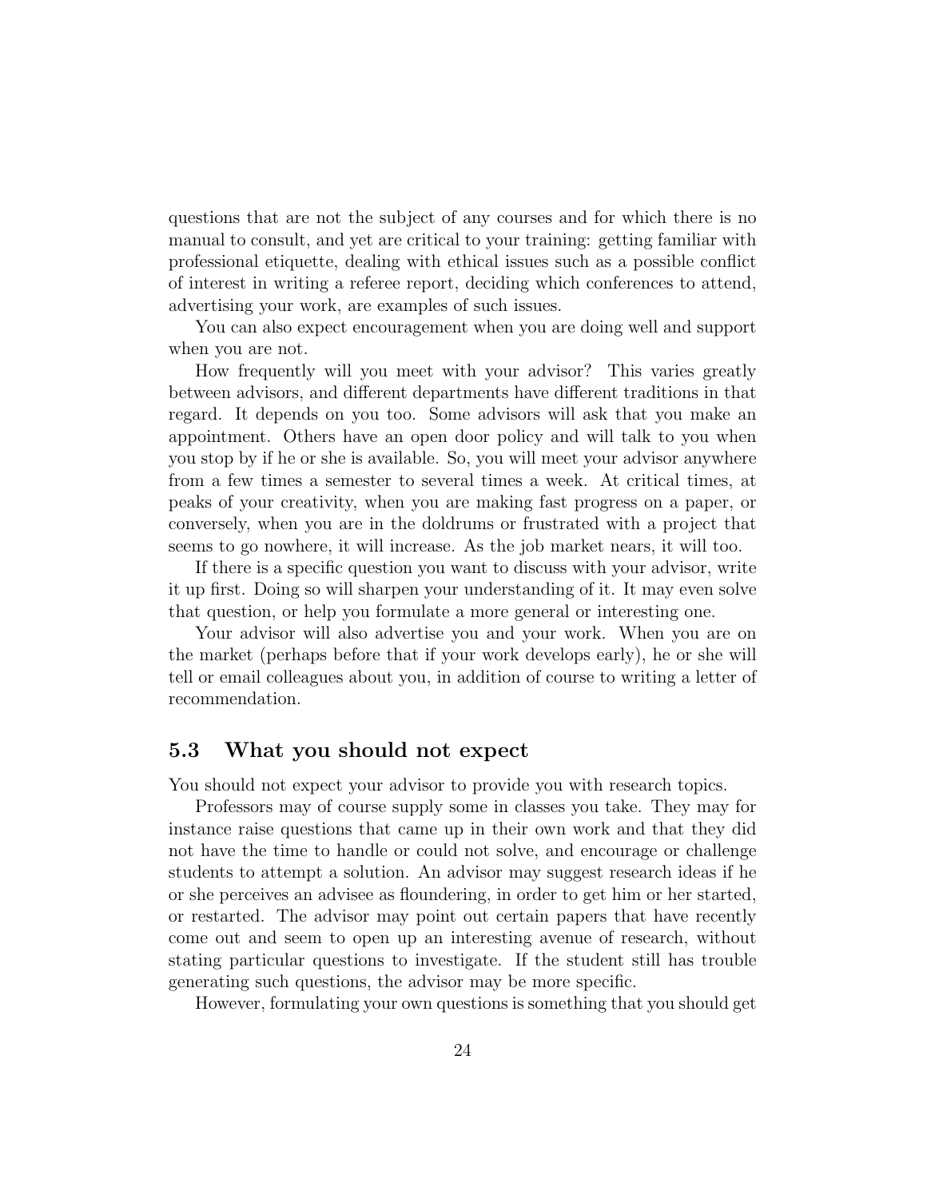questions that are not the subject of any courses and for which there is no manual to consult, and yet are critical to your training: getting familiar with professional etiquette, dealing with ethical issues such as a possible conflict of interest in writing a referee report, deciding which conferences to attend, advertising your work, are examples of such issues.

You can also expect encouragement when you are doing well and support when you are not.

How frequently will you meet with your advisor? This varies greatly between advisors, and different departments have different traditions in that regard. It depends on you too. Some advisors will ask that you make an appointment. Others have an open door policy and will talk to you when you stop by if he or she is available. So, you will meet your advisor anywhere from a few times a semester to several times a week. At critical times, at peaks of your creativity, when you are making fast progress on a paper, or conversely, when you are in the doldrums or frustrated with a project that seems to go nowhere, it will increase. As the job market nears, it will too.

If there is a specific question you want to discuss with your advisor, write it up first. Doing so will sharpen your understanding of it. It may even solve that question, or help you formulate a more general or interesting one.

Your advisor will also advertise you and your work. When you are on the market (perhaps before that if your work develops early), he or she will tell or email colleagues about you, in addition of course to writing a letter of recommendation.

## 5.3 What you should not expect

You should not expect your advisor to provide you with research topics.

Professors may of course supply some in classes you take. They may for instance raise questions that came up in their own work and that they did not have the time to handle or could not solve, and encourage or challenge students to attempt a solution. An advisor may suggest research ideas if he or she perceives an advisee as floundering, in order to get him or her started, or restarted. The advisor may point out certain papers that have recently come out and seem to open up an interesting avenue of research, without stating particular questions to investigate. If the student still has trouble generating such questions, the advisor may be more specific.

However, formulating your own questions is something that you should get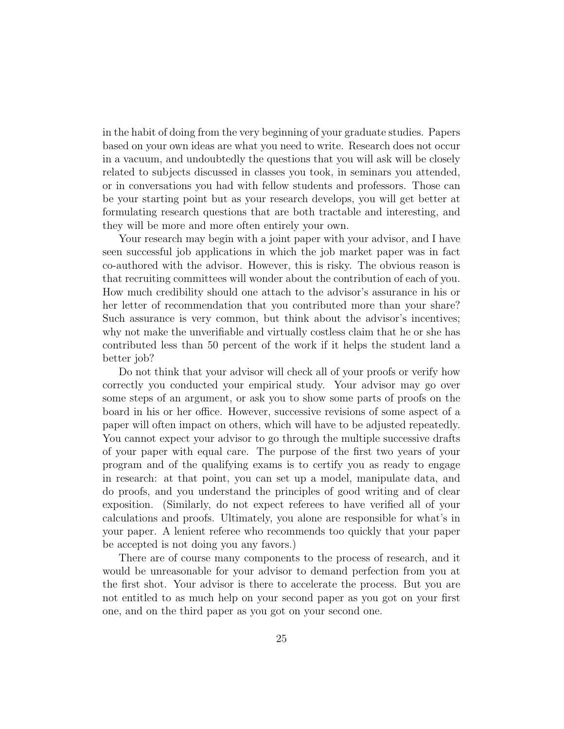in the habit of doing from the very beginning of your graduate studies. Papers based on your own ideas are what you need to write. Research does not occur in a vacuum, and undoubtedly the questions that you will ask will be closely related to subjects discussed in classes you took, in seminars you attended, or in conversations you had with fellow students and professors. Those can be your starting point but as your research develops, you will get better at formulating research questions that are both tractable and interesting, and they will be more and more often entirely your own.

Your research may begin with a joint paper with your advisor, and I have seen successful job applications in which the job market paper was in fact co-authored with the advisor. However, this is risky. The obvious reason is that recruiting committees will wonder about the contribution of each of you. How much credibility should one attach to the advisor's assurance in his or her letter of recommendation that you contributed more than your share? Such assurance is very common, but think about the advisor's incentives; why not make the unverifiable and virtually costless claim that he or she has contributed less than 50 percent of the work if it helps the student land a better job?

Do not think that your advisor will check all of your proofs or verify how correctly you conducted your empirical study. Your advisor may go over some steps of an argument, or ask you to show some parts of proofs on the board in his or her office. However, successive revisions of some aspect of a paper will often impact on others, which will have to be adjusted repeatedly. You cannot expect your advisor to go through the multiple successive drafts of your paper with equal care. The purpose of the first two years of your program and of the qualifying exams is to certify you as ready to engage in research: at that point, you can set up a model, manipulate data, and do proofs, and you understand the principles of good writing and of clear exposition. (Similarly, do not expect referees to have verified all of your calculations and proofs. Ultimately, you alone are responsible for what's in your paper. A lenient referee who recommends too quickly that your paper be accepted is not doing you any favors.)

There are of course many components to the process of research, and it would be unreasonable for your advisor to demand perfection from you at the first shot. Your advisor is there to accelerate the process. But you are not entitled to as much help on your second paper as you got on your first one, and on the third paper as you got on your second one.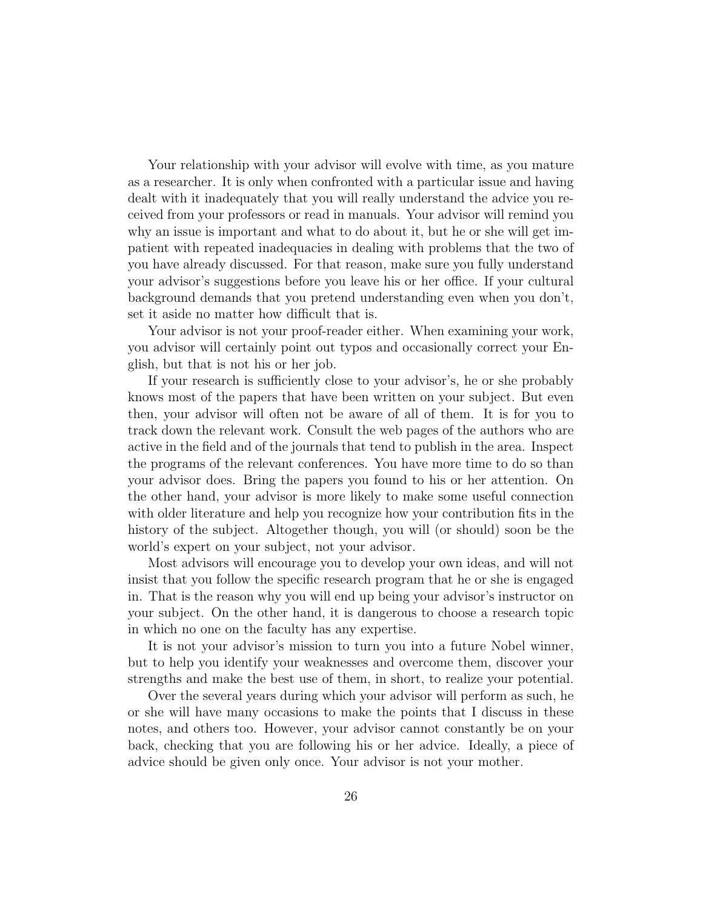Your relationship with your advisor will evolve with time, as you mature as a researcher. It is only when confronted with a particular issue and having dealt with it inadequately that you will really understand the advice you received from your professors or read in manuals. Your advisor will remind you why an issue is important and what to do about it, but he or she will get impatient with repeated inadequacies in dealing with problems that the two of you have already discussed. For that reason, make sure you fully understand your advisor's suggestions before you leave his or her office. If your cultural background demands that you pretend understanding even when you don't, set it aside no matter how difficult that is.

Your advisor is not your proof-reader either. When examining your work, you advisor will certainly point out typos and occasionally correct your English, but that is not his or her job.

If your research is sufficiently close to your advisor's, he or she probably knows most of the papers that have been written on your subject. But even then, your advisor will often not be aware of all of them. It is for you to track down the relevant work. Consult the web pages of the authors who are active in the field and of the journals that tend to publish in the area. Inspect the programs of the relevant conferences. You have more time to do so than your advisor does. Bring the papers you found to his or her attention. On the other hand, your advisor is more likely to make some useful connection with older literature and help you recognize how your contribution fits in the history of the subject. Altogether though, you will (or should) soon be the world's expert on your subject, not your advisor.

Most advisors will encourage you to develop your own ideas, and will not insist that you follow the specific research program that he or she is engaged in. That is the reason why you will end up being your advisor's instructor on your subject. On the other hand, it is dangerous to choose a research topic in which no one on the faculty has any expertise.

It is not your advisor's mission to turn you into a future Nobel winner, but to help you identify your weaknesses and overcome them, discover your strengths and make the best use of them, in short, to realize your potential.

Over the several years during which your advisor will perform as such, he or she will have many occasions to make the points that I discuss in these notes, and others too. However, your advisor cannot constantly be on your back, checking that you are following his or her advice. Ideally, a piece of advice should be given only once. Your advisor is not your mother.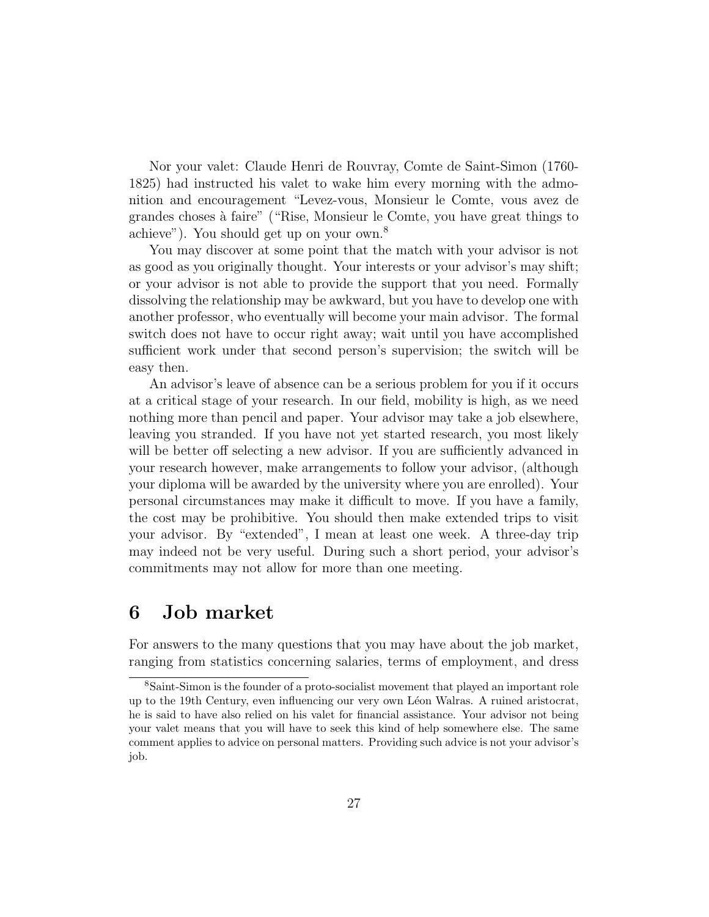Nor your valet: Claude Henri de Rouvray, Comte de Saint-Simon (1760-1825) had instructed his valet to wake him every morning with the admonition and encouragement "Levez-vous, Monsieur le Comte, vous avez de grandes choses à faire" ("Rise, Monsieur le Comte, you have great things to achieve"). You should get up on your own.[8]

You may discover at some point that the match with your advisor is not as good as you originally thought. Your interests or your advisor's may shift; or your advisor is not able to provide the support that you need. Formally dissolving the relationship may be awkward, but you have to develop one with another professor, who eventually will become your main advisor. The formal switch does not have to occur right away; wait until you have accomplished sufficient work under that second person's supervision; the switch will be easy then.

An advisor's leave of absence can be a serious problem for you if it occurs at a critical stage of your research. In our field, mobility is high, as we need nothing more than pencil and paper. Your advisor may take a job elsewhere, leaving you stranded. If you have not yet started research, you most likely will be better off selecting a new advisor. If you are sufficiently advanced in your research however, make arrangements to follow your advisor, (although your diploma will be awarded by the university where you are enrolled). Your personal circumstances may make it difficult to move. If you have a family, the cost may be prohibitive. You should then make extended trips to visit your advisor. By "extended", I mean at least one week. A three-day trip may indeed not be very useful. During such a short period, your advisor's commitments may not allow for more than one meeting.

# 6 Job market

For answers to the many questions that you may have about the job market, ranging from statistics concerning salaries, terms of employment, and dress

---

[8] Saint-Simon is the founder of a proto-socialist movement that played an important role up to the 19th Century, even influencing our very own Léon Walras. A ruined aristocrat, he is said to have also relied on his valet for financial assistance. Your advisor not being your valet means that you will have to seek this kind of help somewhere else. The same comment applies to advice on personal matters. Providing such advice is not your advisor's job.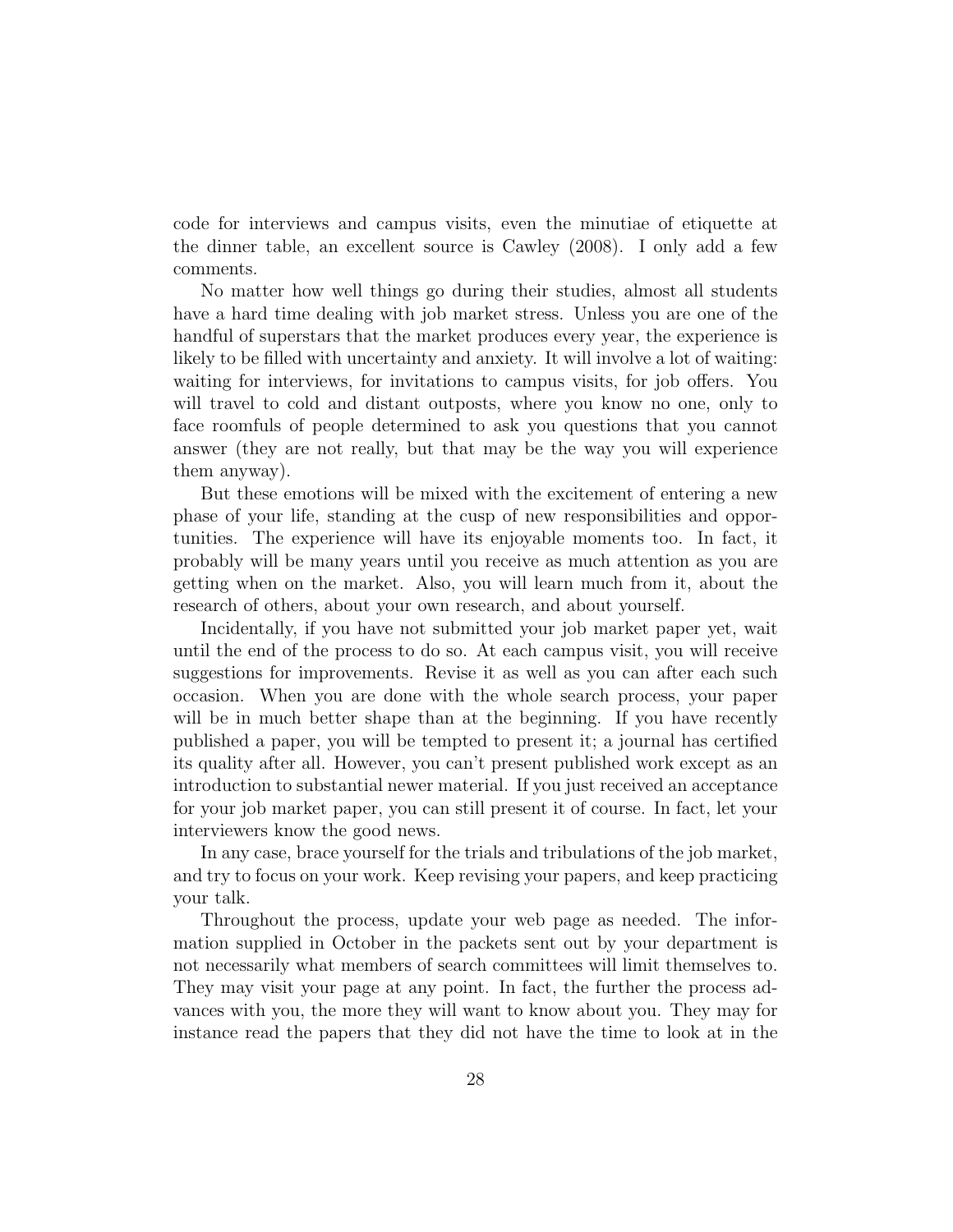code for interviews and campus visits, even the minutiae of etiquette at the dinner table, an excellent source is Cawley (2008). I only add a few comments.

No matter how well things go during their studies, almost all students have a hard time dealing with job market stress. Unless you are one of the handful of superstars that the market produces every year, the experience is likely to be filled with uncertainty and anxiety. It will involve a lot of waiting: waiting for interviews, for invitations to campus visits, for job offers. You will travel to cold and distant outposts, where you know no one, only to face roomfuls of people determined to ask you questions that you cannot answer (they are not really, but that may be the way you will experience them anyway).

But these emotions will be mixed with the excitement of entering a new phase of your life, standing at the cusp of new responsibilities and opportunities. The experience will have its enjoyable moments too. In fact, it probably will be many years until you receive as much attention as you are getting when on the market. Also, you will learn much from it, about the research of others, about your own research, and about yourself.

Incidentally, if you have not submitted your job market paper yet, wait until the end of the process to do so. At each campus visit, you will receive suggestions for improvements. Revise it as well as you can after each such occasion. When you are done with the whole search process, your paper will be in much better shape than at the beginning. If you have recently published a paper, you will be tempted to present it; a journal has certified its quality after all. However, you can't present published work except as an introduction to substantial newer material. If you just received an acceptance for your job market paper, you can still present it of course. In fact, let your interviewers know the good news.

In any case, brace yourself for the trials and tribulations of the job market, and try to focus on your work. Keep revising your papers, and keep practicing your talk.

Throughout the process, update your web page as needed. The information supplied in October in the packets sent out by your department is not necessarily what members of search committees will limit themselves to. They may visit your page at any point. In fact, the further the process advances with you, the more they will want to know about you. They may for instance read the papers that they did not have the time to look at in the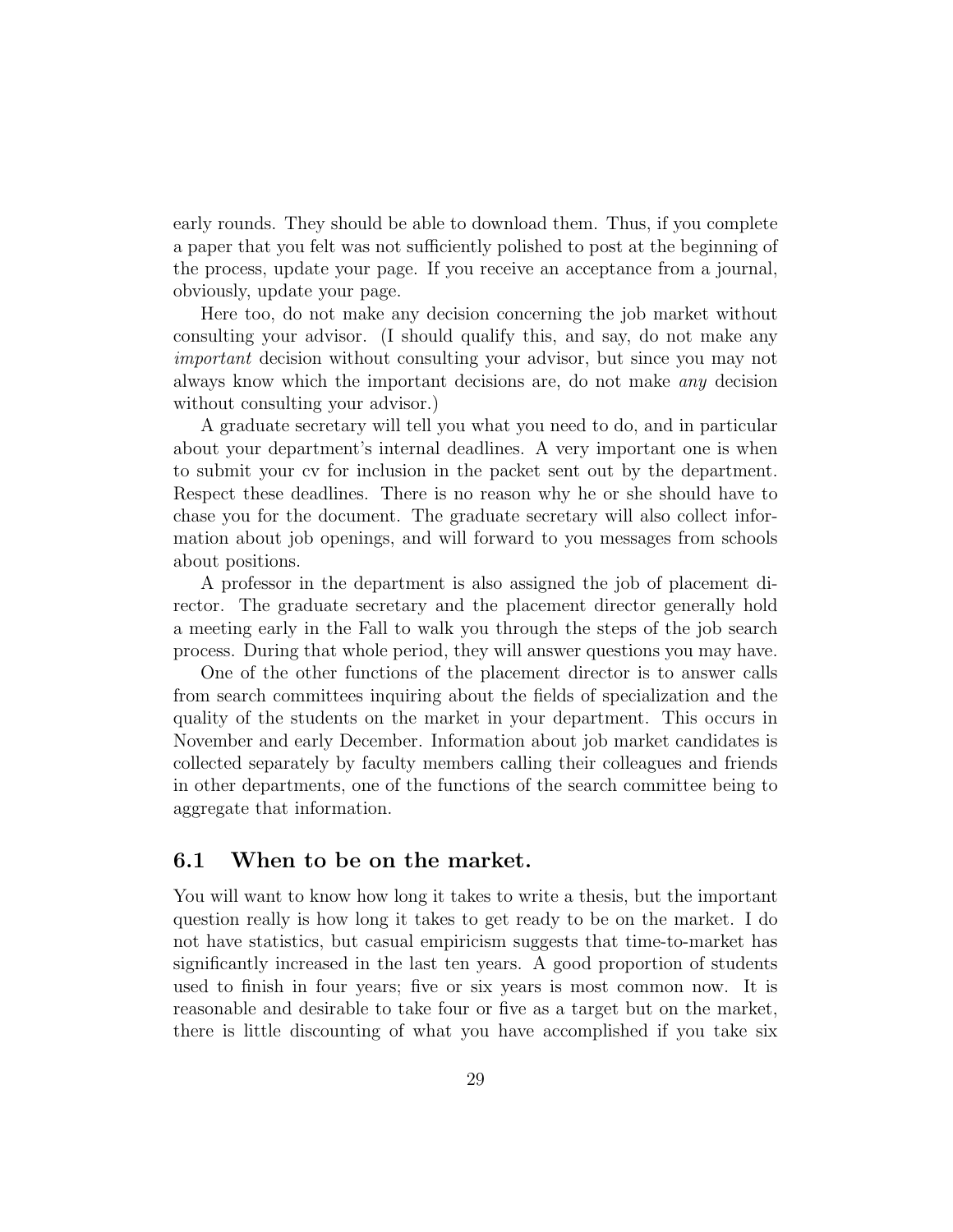early rounds. They should be able to download them. Thus, if you complete a paper that you felt was not sufficiently polished to post at the beginning of the process, update your page. If you receive an acceptance from a journal, obviously, update your page.

Here too, do not make any decision concerning the job market without consulting your advisor. (I should qualify this, and say, do not make any *important* decision without consulting your advisor, but since you may not always know which the important decisions are, do not make *any* decision without consulting your advisor.)

A graduate secretary will tell you what you need to do, and in particular about your department's internal deadlines. A very important one is when to submit your cv for inclusion in the packet sent out by the department. Respect these deadlines. There is no reason why he or she should have to chase you for the document. The graduate secretary will also collect information about job openings, and will forward to you messages from schools about positions.

A professor in the department is also assigned the job of placement director. The graduate secretary and the placement director generally hold a meeting early in the Fall to walk you through the steps of the job search process. During that whole period, they will answer questions you may have.

One of the other functions of the placement director is to answer calls from search committees inquiring about the fields of specialization and the quality of the students on the market in your department. This occurs in November and early December. Information about job market candidates is collected separately by faculty members calling their colleagues and friends in other departments, one of the functions of the search committee being to aggregate that information.

## 6.1 When to be on the market.

You will want to know how long it takes to write a thesis, but the important question really is how long it takes to get ready to be on the market. I do not have statistics, but casual empiricism suggests that time-to-market has significantly increased in the last ten years. A good proportion of students used to finish in four years; five or six years is most common now. It is reasonable and desirable to take four or five as a target but on the market, there is little discounting of what you have accomplished if you take six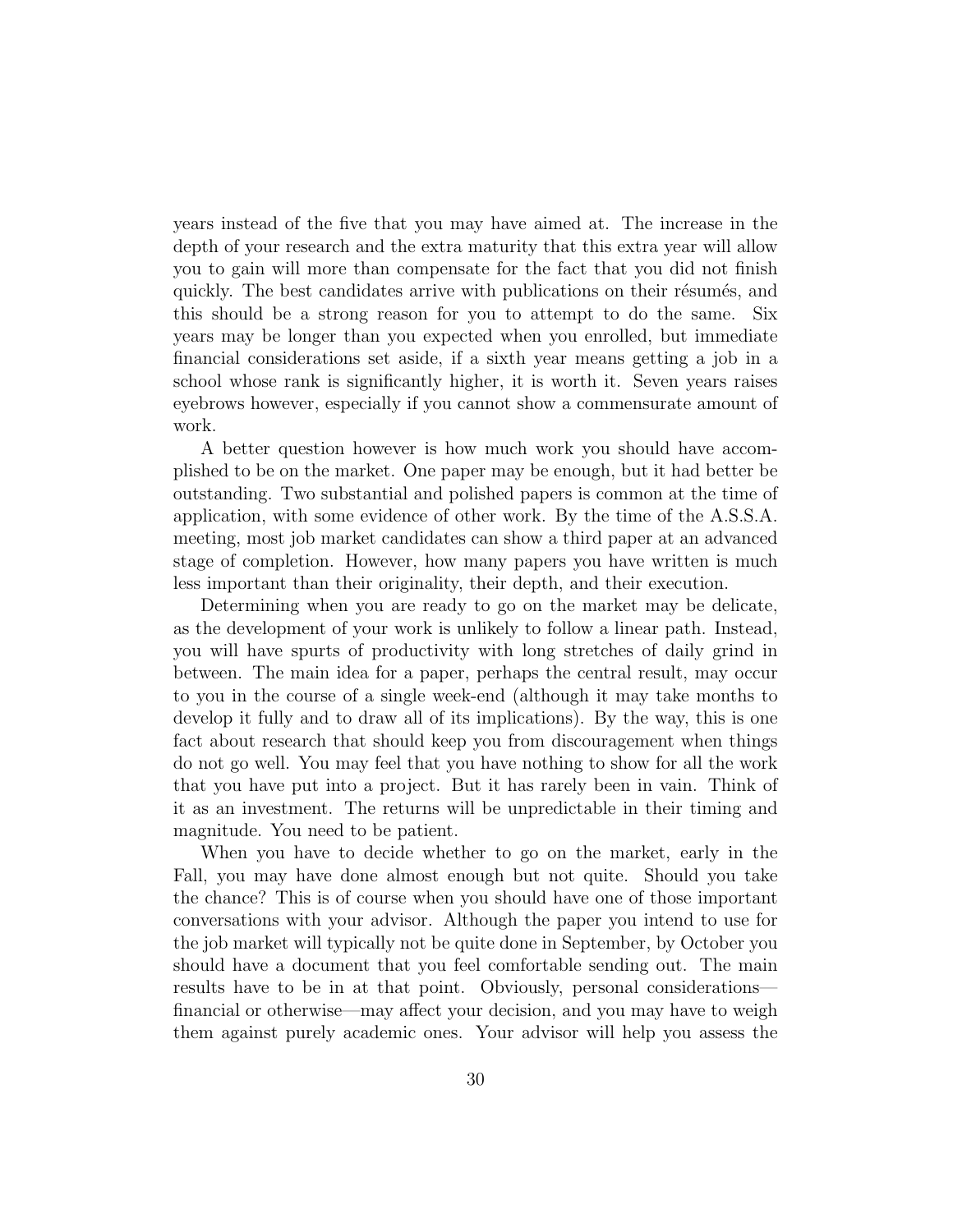years instead of the five that you may have aimed at. The increase in the depth of your research and the extra maturity that this extra year will allow you to gain will more than compensate for the fact that you did not finish quickly. The best candidates arrive with publications on their résumés, and this should be a strong reason for you to attempt to do the same. Six years may be longer than you expected when you enrolled, but immediate financial considerations set aside, if a sixth year means getting a job in a school whose rank is significantly higher, it is worth it. Seven years raises eyebrows however, especially if you cannot show a commensurate amount of work.

A better question however is how much work you should have accomplished to be on the market. One paper may be enough, but it had better be outstanding. Two substantial and polished papers is common at the time of application, with some evidence of other work. By the time of the A.S.S.A. meeting, most job market candidates can show a third paper at an advanced stage of completion. However, how many papers you have written is much less important than their originality, their depth, and their execution.

Determining when you are ready to go on the market may be delicate, as the development of your work is unlikely to follow a linear path. Instead, you will have spurts of productivity with long stretches of daily grind in between. The main idea for a paper, perhaps the central result, may occur to you in the course of a single week-end (although it may take months to develop it fully and to draw all of its implications). By the way, this is one fact about research that should keep you from discouragement when things do not go well. You may feel that you have nothing to show for all the work that you have put into a project. But it has rarely been in vain. Think of it as an investment. The returns will be unpredictable in their timing and magnitude. You need to be patient.

When you have to decide whether to go on the market, early in the Fall, you may have done almost enough but not quite. Should you take the chance? This is of course when you should have one of those important conversations with your advisor. Although the paper you intend to use for the job market will typically not be quite done in September, by October you should have a document that you feel comfortable sending out. The main results have to be in at that point. Obviously, personal considerations—financial or otherwise—may affect your decision, and you may have to weigh them against purely academic ones. Your advisor will help you assess the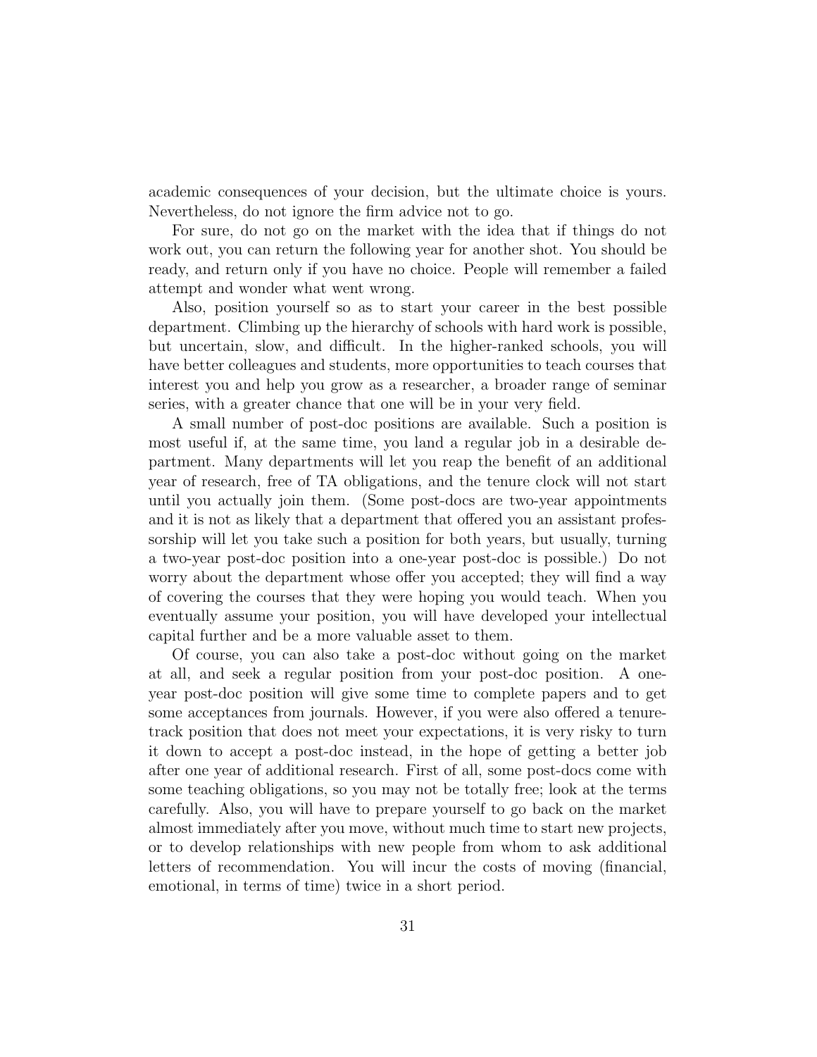academic consequences of your decision, but the ultimate choice is yours. Nevertheless, do not ignore the firm advice not to go.

For sure, do not go on the market with the idea that if things do not work out, you can return the following year for another shot. You should be ready, and return only if you have no choice. People will remember a failed attempt and wonder what went wrong.

Also, position yourself so as to start your career in the best possible department. Climbing up the hierarchy of schools with hard work is possible, but uncertain, slow, and difficult. In the higher-ranked schools, you will have better colleagues and students, more opportunities to teach courses that interest you and help you grow as a researcher, a broader range of seminar series, with a greater chance that one will be in your very field.

A small number of post-doc positions are available. Such a position is most useful if, at the same time, you land a regular job in a desirable department. Many departments will let you reap the benefit of an additional year of research, free of TA obligations, and the tenure clock will not start until you actually join them. (Some post-docs are two-year appointments and it is not as likely that a department that offered you an assistant professorship will let you take such a position for both years, but usually, turning a two-year post-doc position into a one-year post-doc is possible.) Do not worry about the department whose offer you accepted; they will find a way of covering the courses that they were hoping you would teach. When you eventually assume your position, you will have developed your intellectual capital further and be a more valuable asset to them.

Of course, you can also take a post-doc without going on the market at all, and seek a regular position from your post-doc position. A one-year post-doc position will give some time to complete papers and to get some acceptances from journals. However, if you were also offered a tenure-track position that does not meet your expectations, it is very risky to turn it down to accept a post-doc instead, in the hope of getting a better job after one year of additional research. First of all, some post-docs come with some teaching obligations, so you may not be totally free; look at the terms carefully. Also, you will have to prepare yourself to go back on the market almost immediately after you move, without much time to start new projects, or to develop relationships with new people from whom to ask additional letters of recommendation. You will incur the costs of moving (financial, emotional, in terms of time) twice in a short period.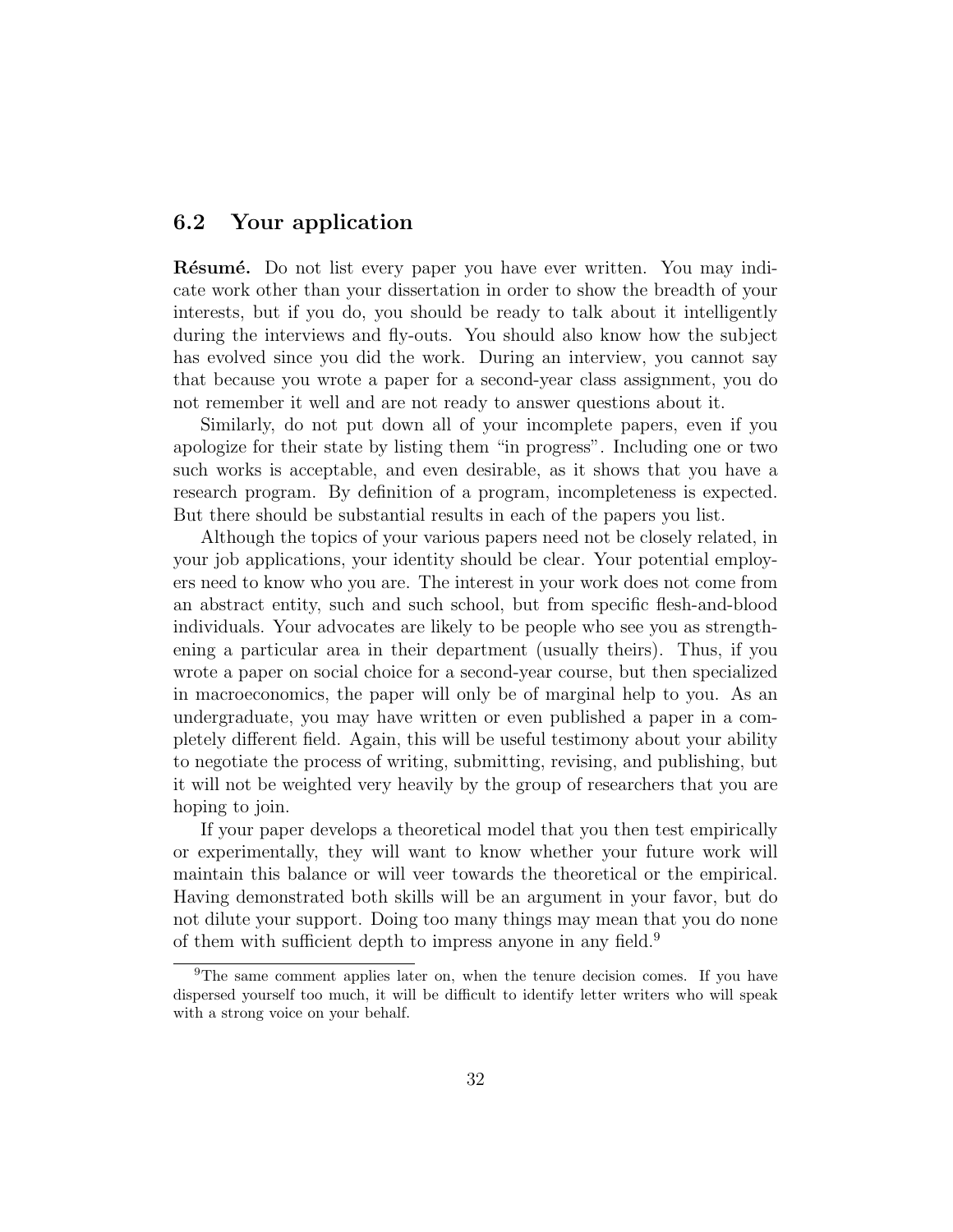## 6.2 Your application

**Résumé.** Do not list every paper you have ever written. You may indicate work other than your dissertation in order to show the breadth of your interests, but if you do, you should be ready to talk about it intelligently during the interviews and fly-outs. You should also know how the subject has evolved since you did the work. During an interview, you cannot say that because you wrote a paper for a second-year class assignment, you do not remember it well and are not ready to answer questions about it.

Similarly, do not put down all of your incomplete papers, even if you apologize for their state by listing them "in progress". Including one or two such works is acceptable, and even desirable, as it shows that you have a research program. By definition of a program, incompleteness is expected. But there should be substantial results in each of the papers you list.

Although the topics of your various papers need not be closely related, in your job applications, your identity should be clear. Your potential employers need to know who you are. The interest in your work does not come from an abstract entity, such and such school, but from specific flesh-and-blood individuals. Your advocates are likely to be people who see you as strengthening a particular area in their department (usually theirs). Thus, if you wrote a paper on social choice for a second-year course, but then specialized in macroeconomics, the paper will only be of marginal help to you. As an undergraduate, you may have written or even published a paper in a completely different field. Again, this will be useful testimony about your ability to negotiate the process of writing, submitting, revising, and publishing, but it will not be weighted very heavily by the group of researchers that you are hoping to join.

If your paper develops a theoretical model that you then test empirically or experimentally, they will want to know whether your future work will maintain this balance or will veer towards the theoretical or the empirical. Having demonstrated both skills will be an argument in your favor, but do not dilute your support. Doing too many things may mean that you do none of them with sufficient depth to impress anyone in any field.[9]

[9] The same comment applies later on, when the tenure decision comes. If you have dispersed yourself too much, it will be difficult to identify letter writers who will speak with a strong voice on your behalf.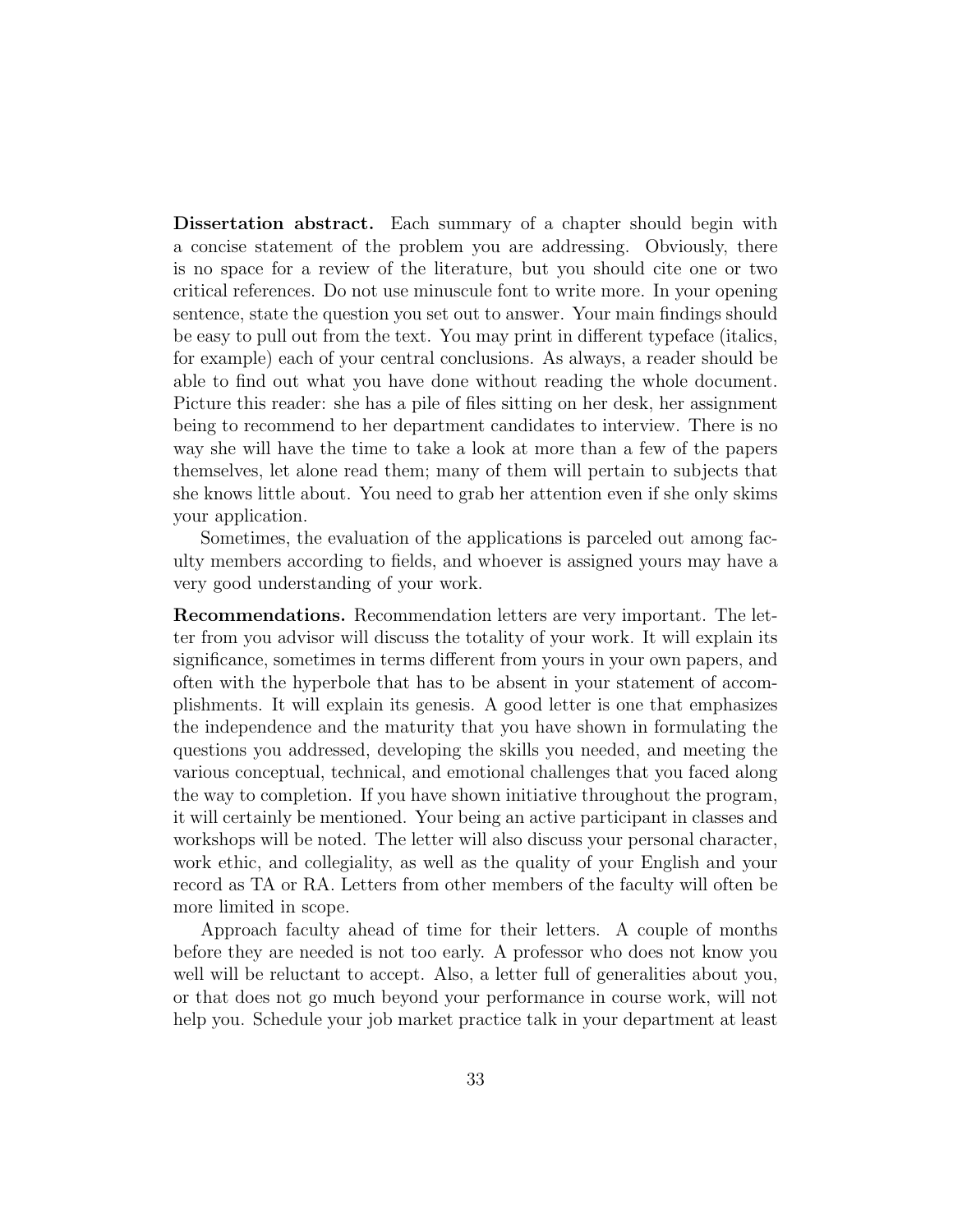**Dissertation abstract.** Each summary of a chapter should begin with a concise statement of the problem you are addressing. Obviously, there is no space for a review of the literature, but you should cite one or two critical references. Do not use minuscule font to write more. In your opening sentence, state the question you set out to answer. Your main findings should be easy to pull out from the text. You may print in different typeface (italics, for example) each of your central conclusions. As always, a reader should be able to find out what you have done without reading the whole document. Picture this reader: she has a pile of files sitting on her desk, her assignment being to recommend to her department candidates to interview. There is no way she will have the time to take a look at more than a few of the papers themselves, let alone read them; many of them will pertain to subjects that she knows little about. You need to grab her attention even if she only skims your application.

Sometimes, the evaluation of the applications is parceled out among faculty members according to fields, and whoever is assigned yours may have a very good understanding of your work.

**Recommendations.** Recommendation letters are very important. The letter from you advisor will discuss the totality of your work. It will explain its significance, sometimes in terms different from yours in your own papers, and often with the hyperbole that has to be absent in your statement of accomplishments. It will explain its genesis. A good letter is one that emphasizes the independence and the maturity that you have shown in formulating the questions you addressed, developing the skills you needed, and meeting the various conceptual, technical, and emotional challenges that you faced along the way to completion. If you have shown initiative throughout the program, it will certainly be mentioned. Your being an active participant in classes and workshops will be noted. The letter will also discuss your personal character, work ethic, and collegiality, as well as the quality of your English and your record as TA or RA. Letters from other members of the faculty will often be more limited in scope.

Approach faculty ahead of time for their letters. A couple of months before they are needed is not too early. A professor who does not know you well will be reluctant to accept. Also, a letter full of generalities about you, or that does not go much beyond your performance in course work, will not help you. Schedule your job market practice talk in your department at least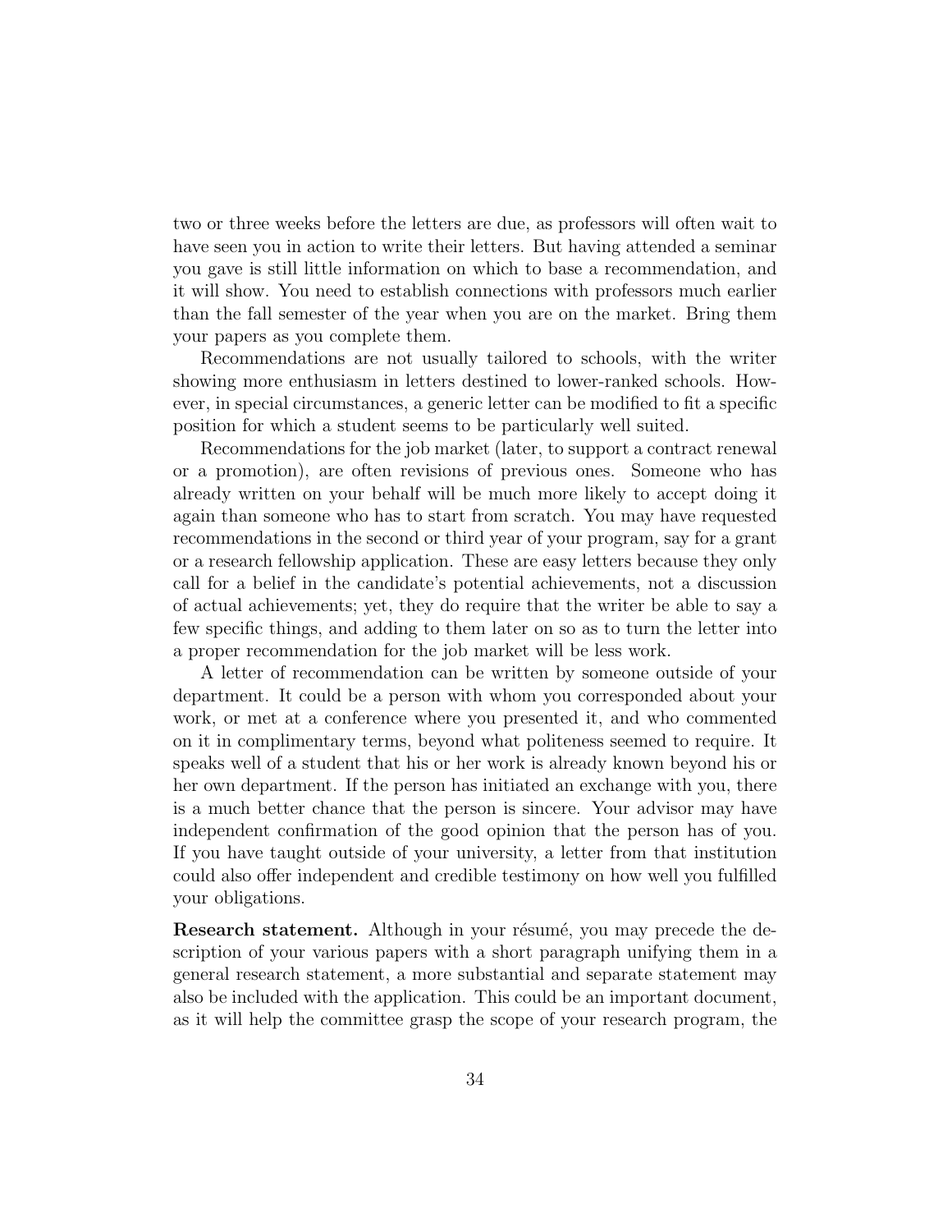two or three weeks before the letters are due, as professors will often wait to have seen you in action to write their letters. But having attended a seminar you gave is still little information on which to base a recommendation, and it will show. You need to establish connections with professors much earlier than the fall semester of the year when you are on the market. Bring them your papers as you complete them.

Recommendations are not usually tailored to schools, with the writer showing more enthusiasm in letters destined to lower-ranked schools. However, in special circumstances, a generic letter can be modified to fit a specific position for which a student seems to be particularly well suited.

Recommendations for the job market (later, to support a contract renewal or a promotion), are often revisions of previous ones. Someone who has already written on your behalf will be much more likely to accept doing it again than someone who has to start from scratch. You may have requested recommendations in the second or third year of your program, say for a grant or a research fellowship application. These are easy letters because they only call for a belief in the candidate's potential achievements, not a discussion of actual achievements; yet, they do require that the writer be able to say a few specific things, and adding to them later on so as to turn the letter into a proper recommendation for the job market will be less work.

A letter of recommendation can be written by someone outside of your department. It could be a person with whom you corresponded about your work, or met at a conference where you presented it, and who commented on it in complimentary terms, beyond what politeness seemed to require. It speaks well of a student that his or her work is already known beyond his or her own department. If the person has initiated an exchange with you, there is a much better chance that the person is sincere. Your advisor may have independent confirmation of the good opinion that the person has of you. If you have taught outside of your university, a letter from that institution could also offer independent and credible testimony on how well you fulfilled your obligations.

**Research statement.** Although in your résumé, you may precede the description of your various papers with a short paragraph unifying them in a general research statement, a more substantial and separate statement may also be included with the application. This could be an important document, as it will help the committee grasp the scope of your research program, the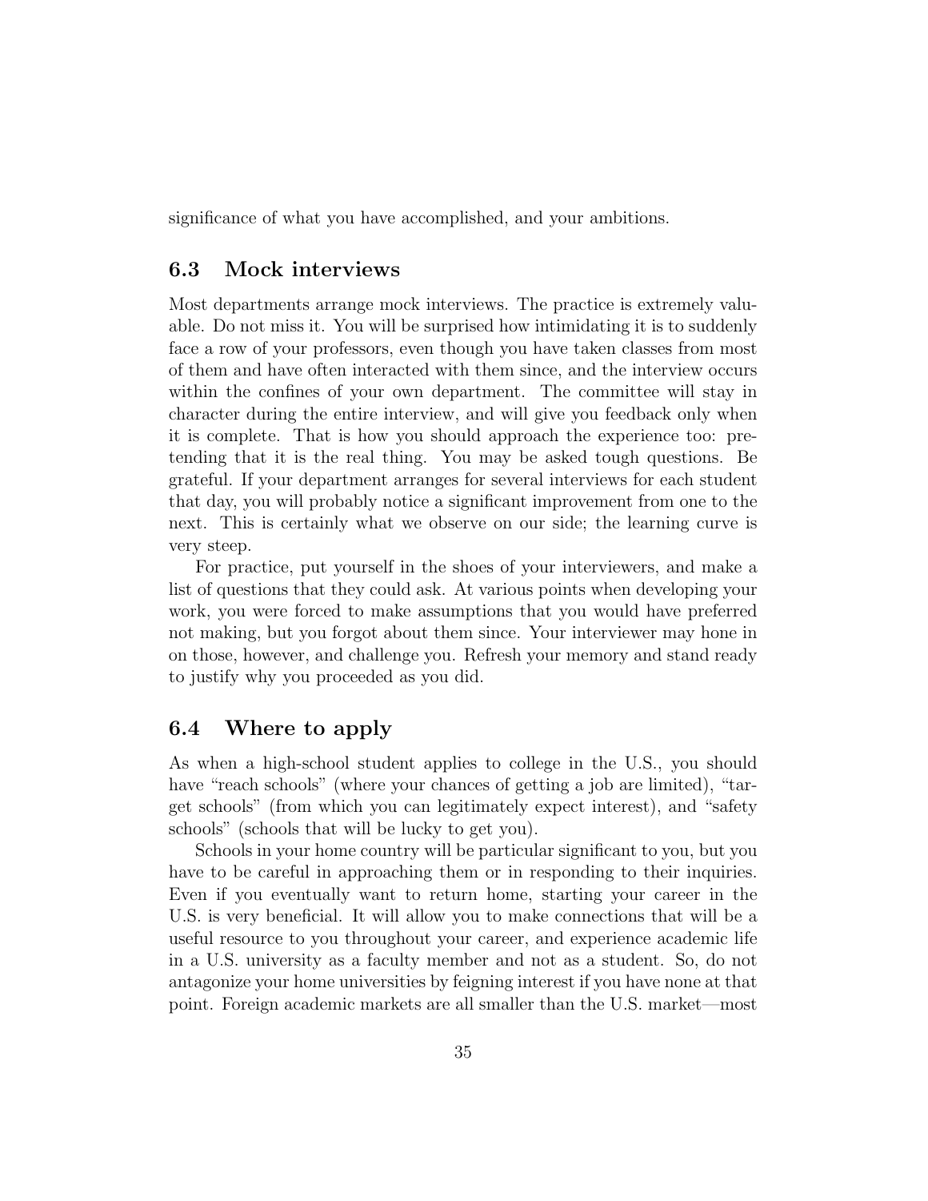significance of what you have accomplished, and your ambitions.

## 6.3 Mock interviews

Most departments arrange mock interviews. The practice is extremely valuable. Do not miss it. You will be surprised how intimidating it is to suddenly face a row of your professors, even though you have taken classes from most of them and have often interacted with them since, and the interview occurs within the confines of your own department. The committee will stay in character during the entire interview, and will give you feedback only when it is complete. That is how you should approach the experience too: pretending that it is the real thing. You may be asked tough questions. Be grateful. If your department arranges for several interviews for each student that day, you will probably notice a significant improvement from one to the next. This is certainly what we observe on our side; the learning curve is very steep.

For practice, put yourself in the shoes of your interviewers, and make a list of questions that they could ask. At various points when developing your work, you were forced to make assumptions that you would have preferred not making, but you forgot about them since. Your interviewer may hone in on those, however, and challenge you. Refresh your memory and stand ready to justify why you proceeded as you did.

## 6.4 Where to apply

As when a high-school student applies to college in the U.S., you should have "reach schools" (where your chances of getting a job are limited), "target schools" (from which you can legitimately expect interest), and "safety schools" (schools that will be lucky to get you).

Schools in your home country will be particular significant to you, but you have to be careful in approaching them or in responding to their inquiries. Even if you eventually want to return home, starting your career in the U.S. is very beneficial. It will allow you to make connections that will be a useful resource to you throughout your career, and experience academic life in a U.S. university as a faculty member and not as a student. So, do not antagonize your home universities by feigning interest if you have none at that point. Foreign academic markets are all smaller than the U.S. market—most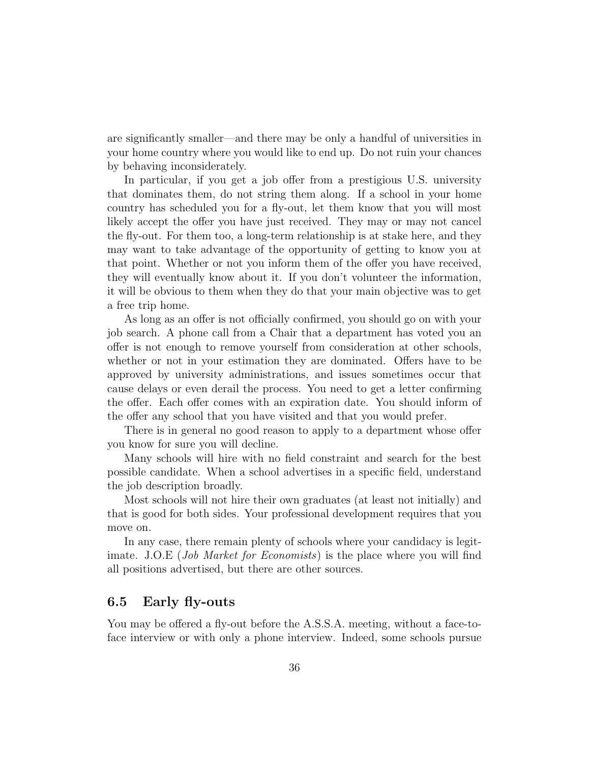are significantly smaller—and there may be only a handful of universities in your home country where you would like to end up. Do not ruin your chances by behaving inconsiderately.

In particular, if you get a job offer from a prestigious U.S. university that dominates them, do not string them along. If a school in your home country has scheduled you for a fly-out, let them know that you will most likely accept the offer you have just received. They may or may not cancel the fly-out. For them too, a long-term relationship is at stake here, and they may want to take advantage of the opportunity of getting to know you at that point. Whether or not you inform them of the offer you have received, they will eventually know about it. If you don't volunteer the information, it will be obvious to them when they do that your main objective was to get a free trip home.

As long as an offer is not officially confirmed, you should go on with your job search. A phone call from a Chair that a department has voted you an offer is not enough to remove yourself from consideration at other schools, whether or not in your estimation they are dominated. Offers have to be approved by university administrations, and issues sometimes occur that cause delays or even derail the process. You need to get a letter confirming the offer. Each offer comes with an expiration date. You should inform of the offer any school that you have visited and that you would prefer.

There is in general no good reason to apply to a department whose offer you know for sure you will decline.

Many schools will hire with no field constraint and search for the best possible candidate. When a school advertises in a specific field, understand the job description broadly.

Most schools will not hire their own graduates (at least not initially) and that is good for both sides. Your professional development requires that you move on.

In any case, there remain plenty of schools where your candidacy is legitimate. J.O.E (*Job Market for Economists*) is the place where you will find all positions advertised, but there are other sources.

## 6.5 Early fly-outs

You may be offered a fly-out before the A.S.S.A. meeting, without a face-to-face interview or with only a phone interview. Indeed, some schools pursue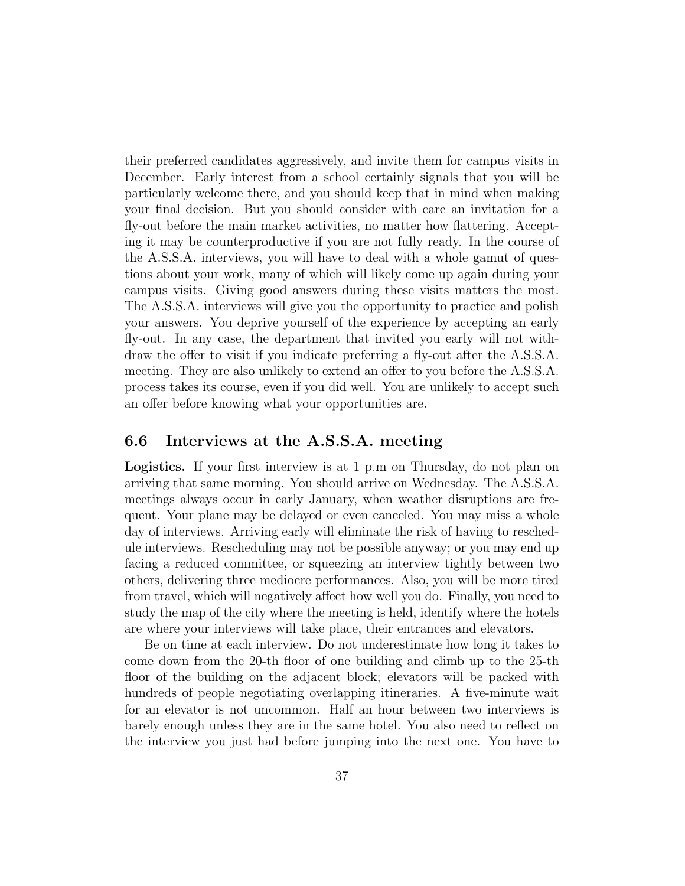their preferred candidates aggressively, and invite them for campus visits in December. Early interest from a school certainly signals that you will be particularly welcome there, and you should keep that in mind when making your final decision. But you should consider with care an invitation for a fly-out before the main market activities, no matter how flattering. Accepting it may be counterproductive if you are not fully ready. In the course of the A.S.S.A. interviews, you will have to deal with a whole gamut of questions about your work, many of which will likely come up again during your campus visits. Giving good answers during these visits matters the most. The A.S.S.A. interviews will give you the opportunity to practice and polish your answers. You deprive yourself of the experience by accepting an early fly-out. In any case, the department that invited you early will not withdraw the offer to visit if you indicate preferring a fly-out after the A.S.S.A. meeting. They are also unlikely to extend an offer to you before the A.S.S.A. process takes its course, even if you did well. You are unlikely to accept such an offer before knowing what your opportunities are.

## 6.6 Interviews at the A.S.S.A. meeting

**Logistics.** If your first interview is at 1 p.m on Thursday, do not plan on arriving that same morning. You should arrive on Wednesday. The A.S.S.A. meetings always occur in early January, when weather disruptions are frequent. Your plane may be delayed or even canceled. You may miss a whole day of interviews. Arriving early will eliminate the risk of having to reschedule interviews. Rescheduling may not be possible anyway; or you may end up facing a reduced committee, or squeezing an interview tightly between two others, delivering three mediocre performances. Also, you will be more tired from travel, which will negatively affect how well you do. Finally, you need to study the map of the city where the meeting is held, identify where the hotels are where your interviews will take place, their entrances and elevators.

Be on time at each interview. Do not underestimate how long it takes to come down from the 20-th floor of one building and climb up to the 25-th floor of the building on the adjacent block; elevators will be packed with hundreds of people negotiating overlapping itineraries. A five-minute wait for an elevator is not uncommon. Half an hour between two interviews is barely enough unless they are in the same hotel. You also need to reflect on the interview you just had before jumping into the next one. You have to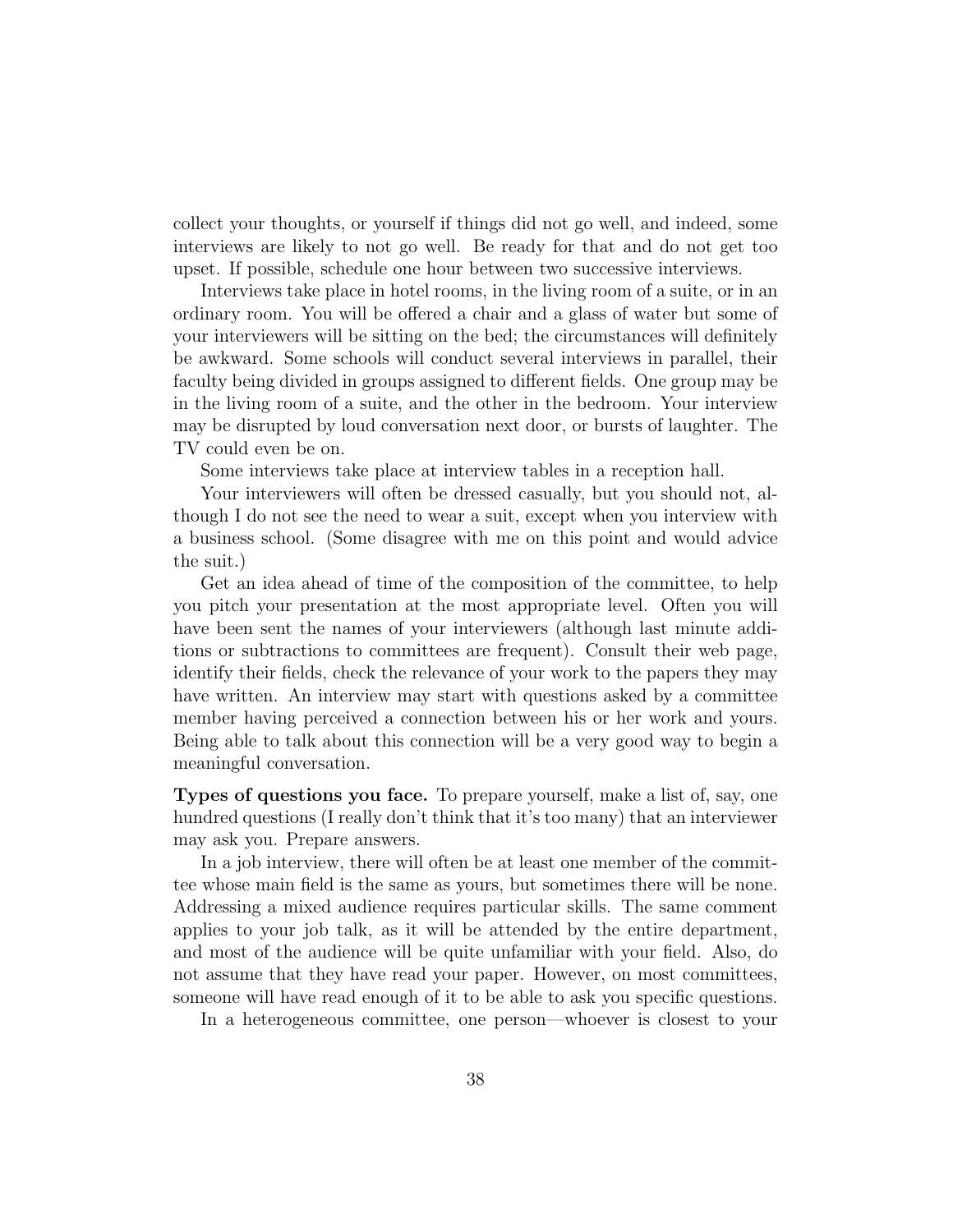collect your thoughts, or yourself if things did not go well, and indeed, some interviews are likely to not go well. Be ready for that and do not get too upset. If possible, schedule one hour between two successive interviews.

Interviews take place in hotel rooms, in the living room of a suite, or in an ordinary room. You will be offered a chair and a glass of water but some of your interviewers will be sitting on the bed; the circumstances will definitely be awkward. Some schools will conduct several interviews in parallel, their faculty being divided in groups assigned to different fields. One group may be in the living room of a suite, and the other in the bedroom. Your interview may be disrupted by loud conversation next door, or bursts of laughter. The TV could even be on.

Some interviews take place at interview tables in a reception hall.

Your interviewers will often be dressed casually, but you should not, although I do not see the need to wear a suit, except when you interview with a business school. (Some disagree with me on this point and would advice the suit.)

Get an idea ahead of time of the composition of the committee, to help you pitch your presentation at the most appropriate level. Often you will have been sent the names of your interviewers (although last minute additions or subtractions to committees are frequent). Consult their web page, identify their fields, check the relevance of your work to the papers they may have written. An interview may start with questions asked by a committee member having perceived a connection between his or her work and yours. Being able to talk about this connection will be a very good way to begin a meaningful conversation.

**Types of questions you face.** To prepare yourself, make a list of, say, one hundred questions (I really don't think that it's too many) that an interviewer may ask you. Prepare answers.

In a job interview, there will often be at least one member of the committee whose main field is the same as yours, but sometimes there will be none. Addressing a mixed audience requires particular skills. The same comment applies to your job talk, as it will be attended by the entire department, and most of the audience will be quite unfamiliar with your field. Also, do not assume that they have read your paper. However, on most committees, someone will have read enough of it to be able to ask you specific questions.

In a heterogeneous committee, one person—whoever is closest to your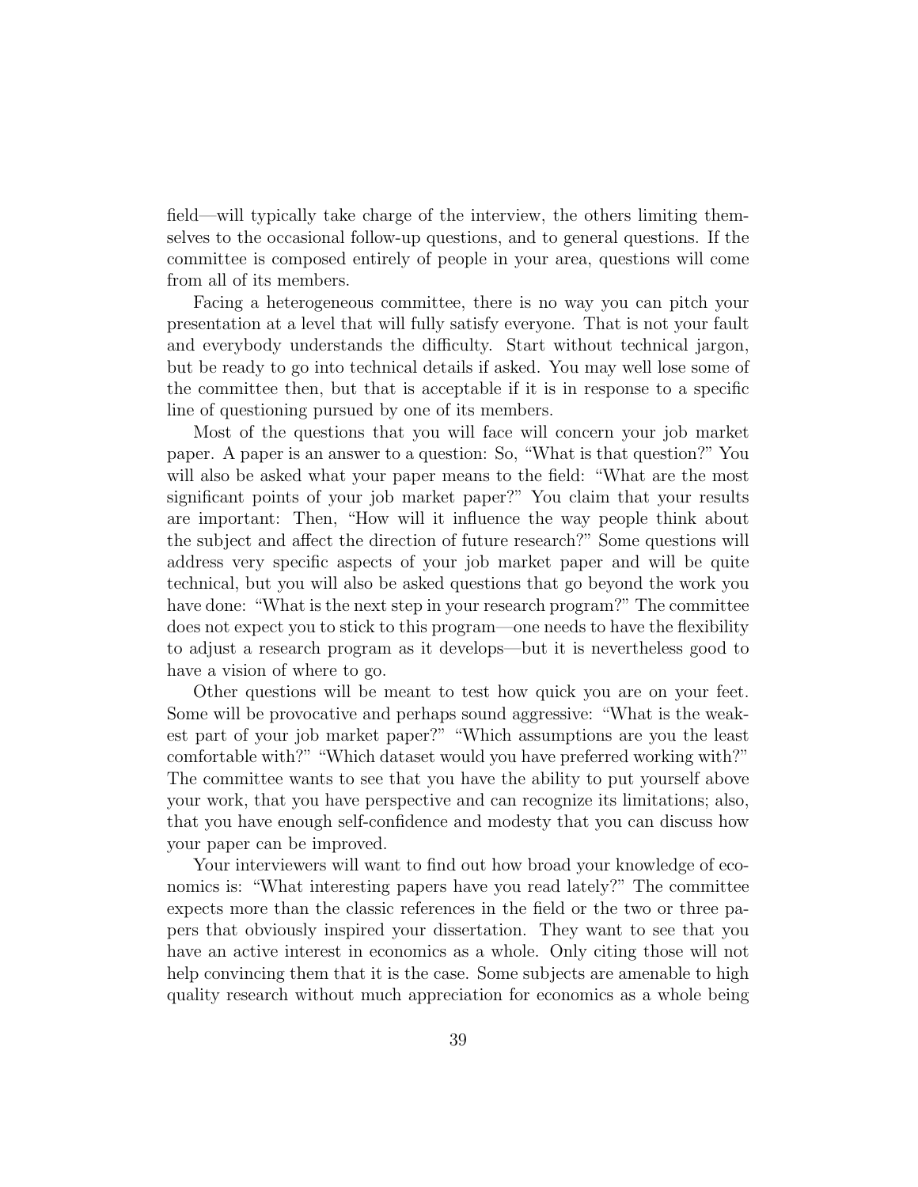field—will typically take charge of the interview, the others limiting themselves to the occasional follow-up questions, and to general questions. If the committee is composed entirely of people in your area, questions will come from all of its members.

Facing a heterogeneous committee, there is no way you can pitch your presentation at a level that will fully satisfy everyone. That is not your fault and everybody understands the difficulty. Start without technical jargon, but be ready to go into technical details if asked. You may well lose some of the committee then, but that is acceptable if it is in response to a specific line of questioning pursued by one of its members.

Most of the questions that you will face will concern your job market paper. A paper is an answer to a question: So, "What is that question?" You will also be asked what your paper means to the field: "What are the most significant points of your job market paper?" You claim that your results are important: Then, "How will it influence the way people think about the subject and affect the direction of future research?" Some questions will address very specific aspects of your job market paper and will be quite technical, but you will also be asked questions that go beyond the work you have done: "What is the next step in your research program?" The committee does not expect you to stick to this program—one needs to have the flexibility to adjust a research program as it develops—but it is nevertheless good to have a vision of where to go.

Other questions will be meant to test how quick you are on your feet. Some will be provocative and perhaps sound aggressive: "What is the weakest part of your job market paper?" "Which assumptions are you the least comfortable with?" "Which dataset would you have preferred working with?" The committee wants to see that you have the ability to put yourself above your work, that you have perspective and can recognize its limitations; also, that you have enough self-confidence and modesty that you can discuss how your paper can be improved.

Your interviewers will want to find out how broad your knowledge of economics is: "What interesting papers have you read lately?" The committee expects more than the classic references in the field or the two or three papers that obviously inspired your dissertation. They want to see that you have an active interest in economics as a whole. Only citing those will not help convincing them that it is the case. Some subjects are amenable to high quality research without much appreciation for economics as a whole being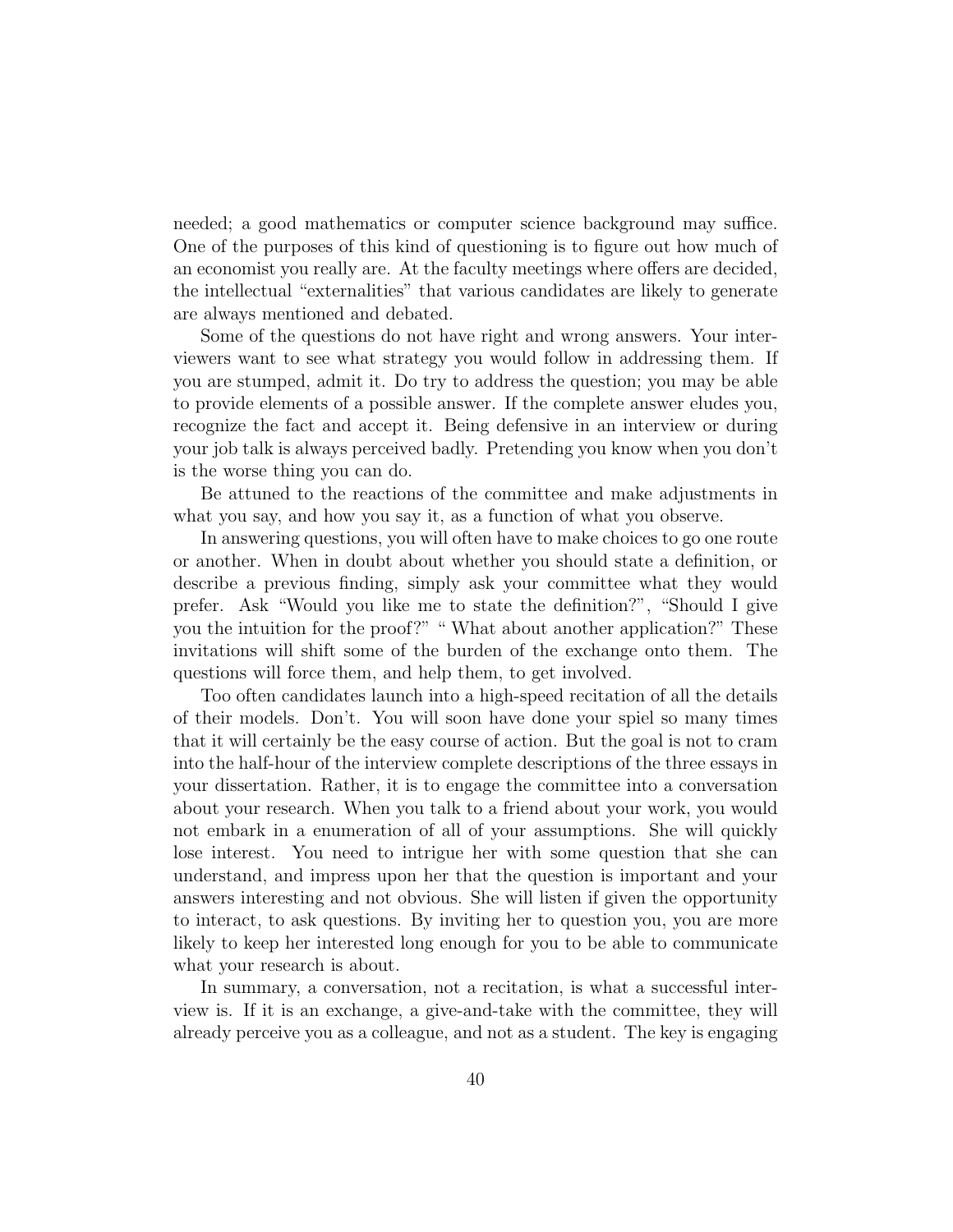needed; a good mathematics or computer science background may suffice. One of the purposes of this kind of questioning is to figure out how much of an economist you really are. At the faculty meetings where offers are decided, the intellectual "externalities" that various candidates are likely to generate are always mentioned and debated.

Some of the questions do not have right and wrong answers. Your interviewers want to see what strategy you would follow in addressing them. If you are stumped, admit it. Do try to address the question; you may be able to provide elements of a possible answer. If the complete answer eludes you, recognize the fact and accept it. Being defensive in an interview or during your job talk is always perceived badly. Pretending you know when you don't is the worse thing you can do.

Be attuned to the reactions of the committee and make adjustments in what you say, and how you say it, as a function of what you observe.

In answering questions, you will often have to make choices to go one route or another. When in doubt about whether you should state a definition, or describe a previous finding, simply ask your committee what they would prefer. Ask "Would you like me to state the definition?", "Should I give you the intuition for the proof?" " What about another application?" These invitations will shift some of the burden of the exchange onto them. The questions will force them, and help them, to get involved.

Too often candidates launch into a high-speed recitation of all the details of their models. Don't. You will soon have done your spiel so many times that it will certainly be the easy course of action. But the goal is not to cram into the half-hour of the interview complete descriptions of the three essays in your dissertation. Rather, it is to engage the committee into a conversation about your research. When you talk to a friend about your work, you would not embark in a enumeration of all of your assumptions. She will quickly lose interest. You need to intrigue her with some question that she can understand, and impress upon her that the question is important and your answers interesting and not obvious. She will listen if given the opportunity to interact, to ask questions. By inviting her to question you, you are more likely to keep her interested long enough for you to be able to communicate what your research is about.

In summary, a conversation, not a recitation, is what a successful interview is. If it is an exchange, a give-and-take with the committee, they will already perceive you as a colleague, and not as a student. The key is engaging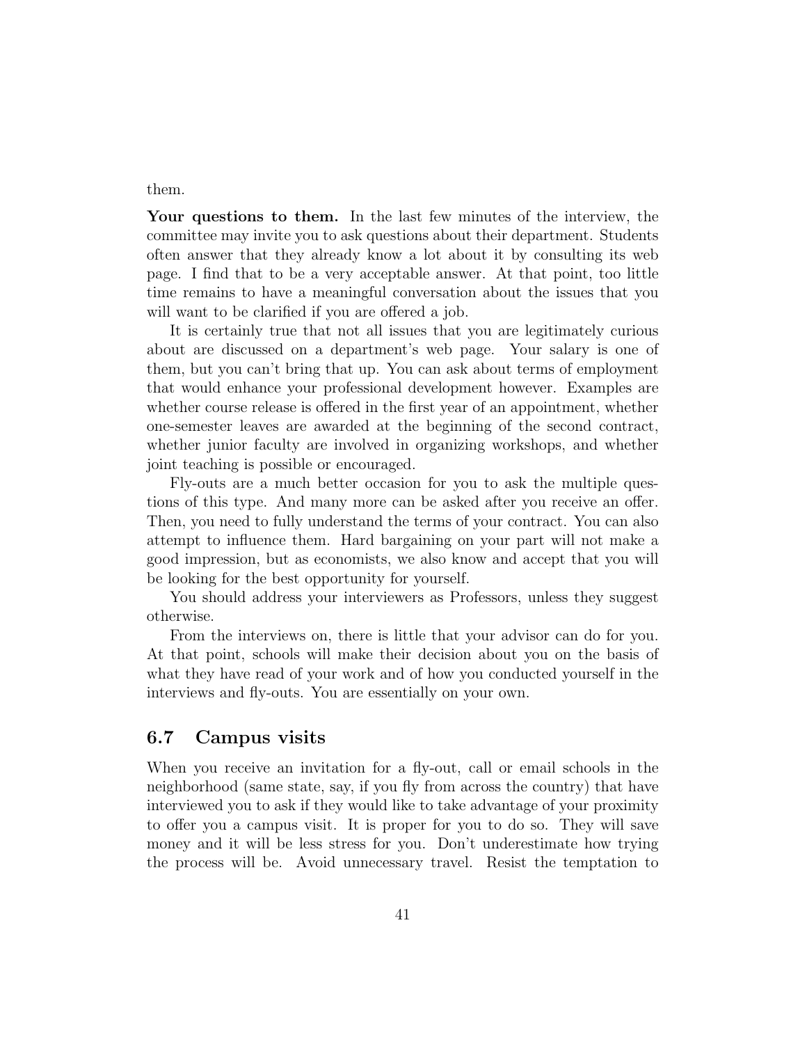them.

**Your questions to them.** In the last few minutes of the interview, the committee may invite you to ask questions about their department. Students often answer that they already know a lot about it by consulting its web page. I find that to be a very acceptable answer. At that point, too little time remains to have a meaningful conversation about the issues that you will want to be clarified if you are offered a job.

It is certainly true that not all issues that you are legitimately curious about are discussed on a department's web page. Your salary is one of them, but you can't bring that up. You can ask about terms of employment that would enhance your professional development however. Examples are whether course release is offered in the first year of an appointment, whether one-semester leaves are awarded at the beginning of the second contract, whether junior faculty are involved in organizing workshops, and whether joint teaching is possible or encouraged.

Fly-outs are a much better occasion for you to ask the multiple questions of this type. And many more can be asked after you receive an offer. Then, you need to fully understand the terms of your contract. You can also attempt to influence them. Hard bargaining on your part will not make a good impression, but as economists, we also know and accept that you will be looking for the best opportunity for yourself.

You should address your interviewers as Professors, unless they suggest otherwise.

From the interviews on, there is little that your advisor can do for you. At that point, schools will make their decision about you on the basis of what they have read of your work and of how you conducted yourself in the interviews and fly-outs. You are essentially on your own.

## 6.7 Campus visits

When you receive an invitation for a fly-out, call or email schools in the neighborhood (same state, say, if you fly from across the country) that have interviewed you to ask if they would like to take advantage of your proximity to offer you a campus visit. It is proper for you to do so. They will save money and it will be less stress for you. Don't underestimate how trying the process will be. Avoid unnecessary travel. Resist the temptation to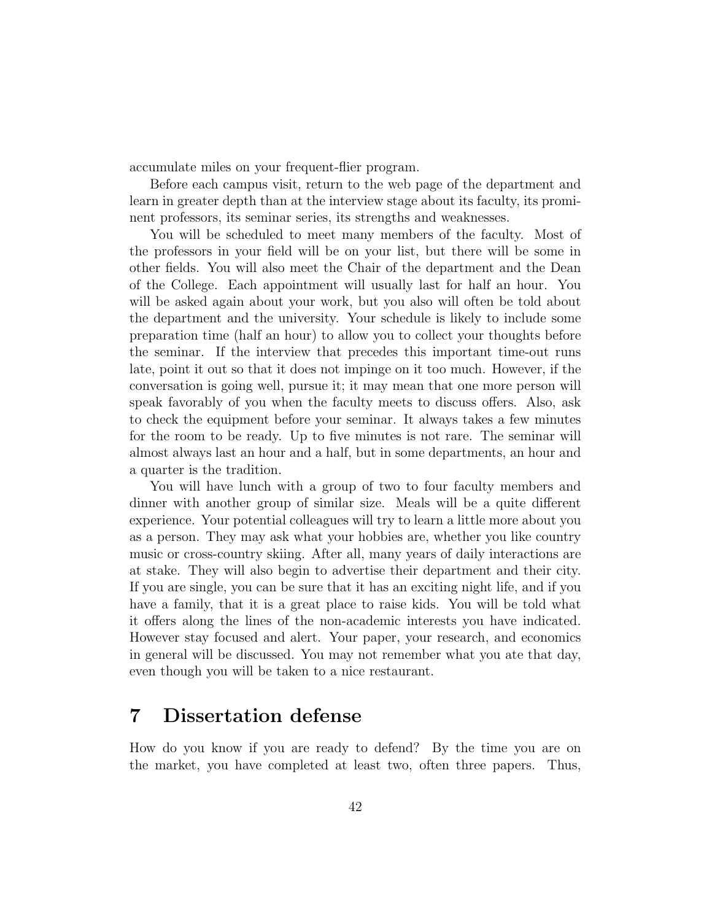accumulate miles on your frequent-flier program.

Before each campus visit, return to the web page of the department and learn in greater depth than at the interview stage about its faculty, its prominent professors, its seminar series, its strengths and weaknesses.

You will be scheduled to meet many members of the faculty. Most of the professors in your field will be on your list, but there will be some in other fields. You will also meet the Chair of the department and the Dean of the College. Each appointment will usually last for half an hour. You will be asked again about your work, but you also will often be told about the department and the university. Your schedule is likely to include some preparation time (half an hour) to allow you to collect your thoughts before the seminar. If the interview that precedes this important time-out runs late, point it out so that it does not impinge on it too much. However, if the conversation is going well, pursue it; it may mean that one more person will speak favorably of you when the faculty meets to discuss offers. Also, ask to check the equipment before your seminar. It always takes a few minutes for the room to be ready. Up to five minutes is not rare. The seminar will almost always last an hour and a half, but in some departments, an hour and a quarter is the tradition.

You will have lunch with a group of two to four faculty members and dinner with another group of similar size. Meals will be a quite different experience. Your potential colleagues will try to learn a little more about you as a person. They may ask what your hobbies are, whether you like country music or cross-country skiing. After all, many years of daily interactions are at stake. They will also begin to advertise their department and their city. If you are single, you can be sure that it has an exciting night life, and if you have a family, that it is a great place to raise kids. You will be told what it offers along the lines of the non-academic interests you have indicated. However stay focused and alert. Your paper, your research, and economics in general will be discussed. You may not remember what you ate that day, even though you will be taken to a nice restaurant.

## 7 Dissertation defense

How do you know if you are ready to defend? By the time you are on the market, you have completed at least two, often three papers. Thus,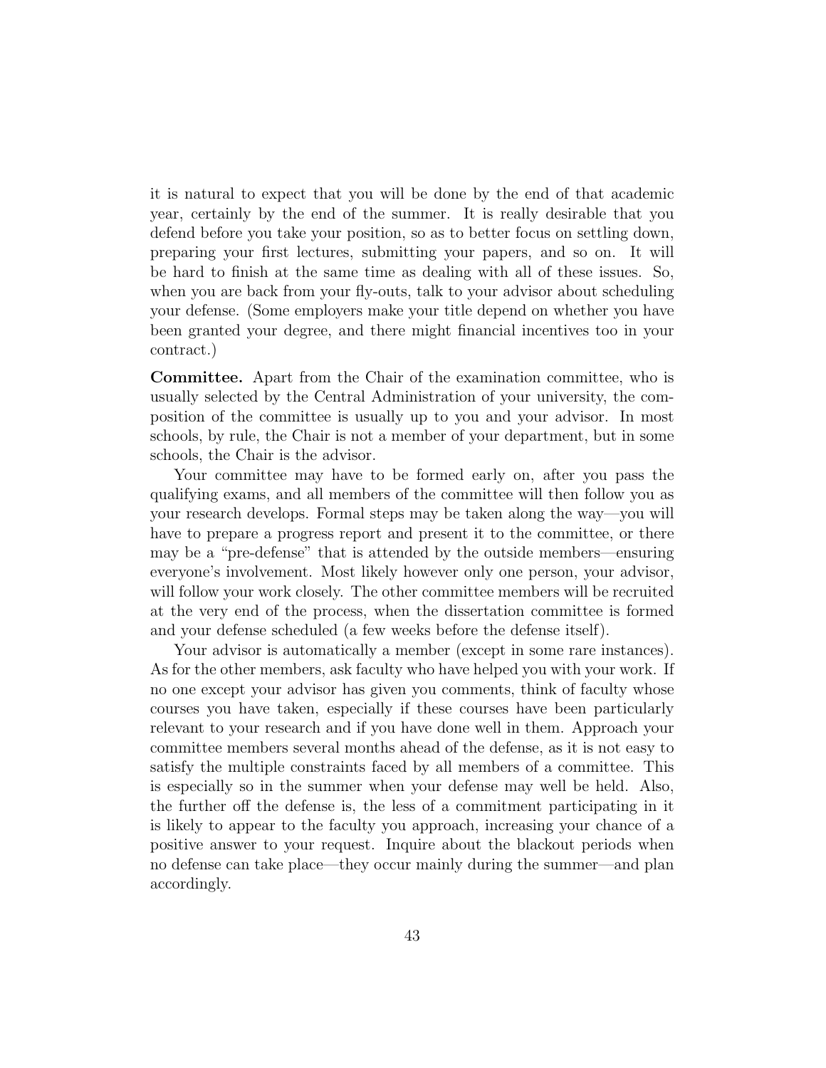it is natural to expect that you will be done by the end of that academic year, certainly by the end of the summer. It is really desirable that you defend before you take your position, so as to better focus on settling down, preparing your first lectures, submitting your papers, and so on. It will be hard to finish at the same time as dealing with all of these issues. So, when you are back from your fly-outs, talk to your advisor about scheduling your defense. (Some employers make your title depend on whether you have been granted your degree, and there might financial incentives too in your contract.)

**Committee.** Apart from the Chair of the examination committee, who is usually selected by the Central Administration of your university, the composition of the committee is usually up to you and your advisor. In most schools, by rule, the Chair is not a member of your department, but in some schools, the Chair is the advisor.

Your committee may have to be formed early on, after you pass the qualifying exams, and all members of the committee will then follow you as your research develops. Formal steps may be taken along the way—you will have to prepare a progress report and present it to the committee, or there may be a "pre-defense" that is attended by the outside members—ensuring everyone's involvement. Most likely however only one person, your advisor, will follow your work closely. The other committee members will be recruited at the very end of the process, when the dissertation committee is formed and your defense scheduled (a few weeks before the defense itself).

Your advisor is automatically a member (except in some rare instances). As for the other members, ask faculty who have helped you with your work. If no one except your advisor has given you comments, think of faculty whose courses you have taken, especially if these courses have been particularly relevant to your research and if you have done well in them. Approach your committee members several months ahead of the defense, as it is not easy to satisfy the multiple constraints faced by all members of a committee. This is especially so in the summer when your defense may well be held. Also, the further off the defense is, the less of a commitment participating in it is likely to appear to the faculty you approach, increasing your chance of a positive answer to your request. Inquire about the blackout periods when no defense can take place—they occur mainly during the summer—and plan accordingly.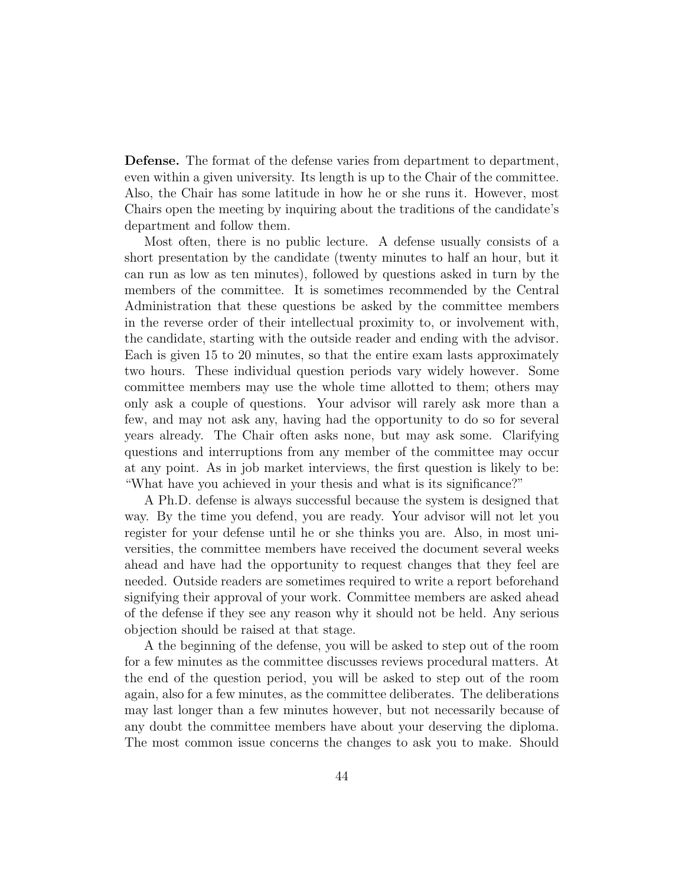**Defense.** The format of the defense varies from department to department, even within a given university. Its length is up to the Chair of the committee. Also, the Chair has some latitude in how he or she runs it. However, most Chairs open the meeting by inquiring about the traditions of the candidate's department and follow them.

Most often, there is no public lecture. A defense usually consists of a short presentation by the candidate (twenty minutes to half an hour, but it can run as low as ten minutes), followed by questions asked in turn by the members of the committee. It is sometimes recommended by the Central Administration that these questions be asked by the committee members in the reverse order of their intellectual proximity to, or involvement with, the candidate, starting with the outside reader and ending with the advisor. Each is given 15 to 20 minutes, so that the entire exam lasts approximately two hours. These individual question periods vary widely however. Some committee members may use the whole time allotted to them; others may only ask a couple of questions. Your advisor will rarely ask more than a few, and may not ask any, having had the opportunity to do so for several years already. The Chair often asks none, but may ask some. Clarifying questions and interruptions from any member of the committee may occur at any point. As in job market interviews, the first question is likely to be: "What have you achieved in your thesis and what is its significance?"

A Ph.D. defense is always successful because the system is designed that way. By the time you defend, you are ready. Your advisor will not let you register for your defense until he or she thinks you are. Also, in most universities, the committee members have received the document several weeks ahead and have had the opportunity to request changes that they feel are needed. Outside readers are sometimes required to write a report beforehand signifying their approval of your work. Committee members are asked ahead of the defense if they see any reason why it should not be held. Any serious objection should be raised at that stage.

A the beginning of the defense, you will be asked to step out of the room for a few minutes as the committee discusses reviews procedural matters. At the end of the question period, you will be asked to step out of the room again, also for a few minutes, as the committee deliberates. The deliberations may last longer than a few minutes however, but not necessarily because of any doubt the committee members have about your deserving the diploma. The most common issue concerns the changes to ask you to make. Should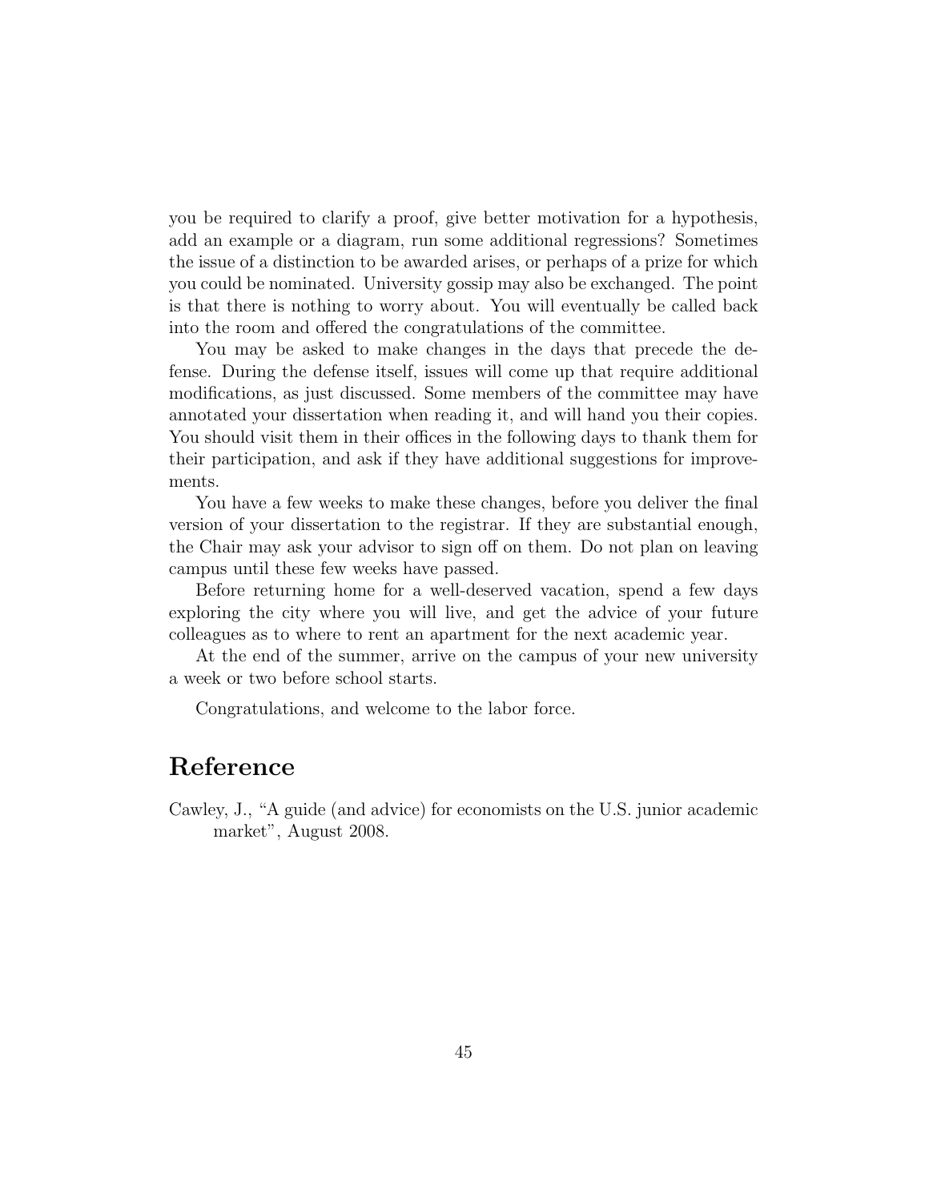you be required to clarify a proof, give better motivation for a hypothesis, add an example or a diagram, run some additional regressions? Sometimes the issue of a distinction to be awarded arises, or perhaps of a prize for which you could be nominated. University gossip may also be exchanged. The point is that there is nothing to worry about. You will eventually be called back into the room and offered the congratulations of the committee.

You may be asked to make changes in the days that precede the defense. During the defense itself, issues will come up that require additional modifications, as just discussed. Some members of the committee may have annotated your dissertation when reading it, and will hand you their copies. You should visit them in their offices in the following days to thank them for their participation, and ask if they have additional suggestions for improvements.

You have a few weeks to make these changes, before you deliver the final version of your dissertation to the registrar. If they are substantial enough, the Chair may ask your advisor to sign off on them. Do not plan on leaving campus until these few weeks have passed.

Before returning home for a well-deserved vacation, spend a few days exploring the city where you will live, and get the advice of your future colleagues as to where to rent an apartment for the next academic year.

At the end of the summer, arrive on the campus of your new university a week or two before school starts.

Congratulations, and welcome to the labor force.

## Reference

Cawley, J., "A guide (and advice) for economists on the U.S. junior academic market", August 2008.